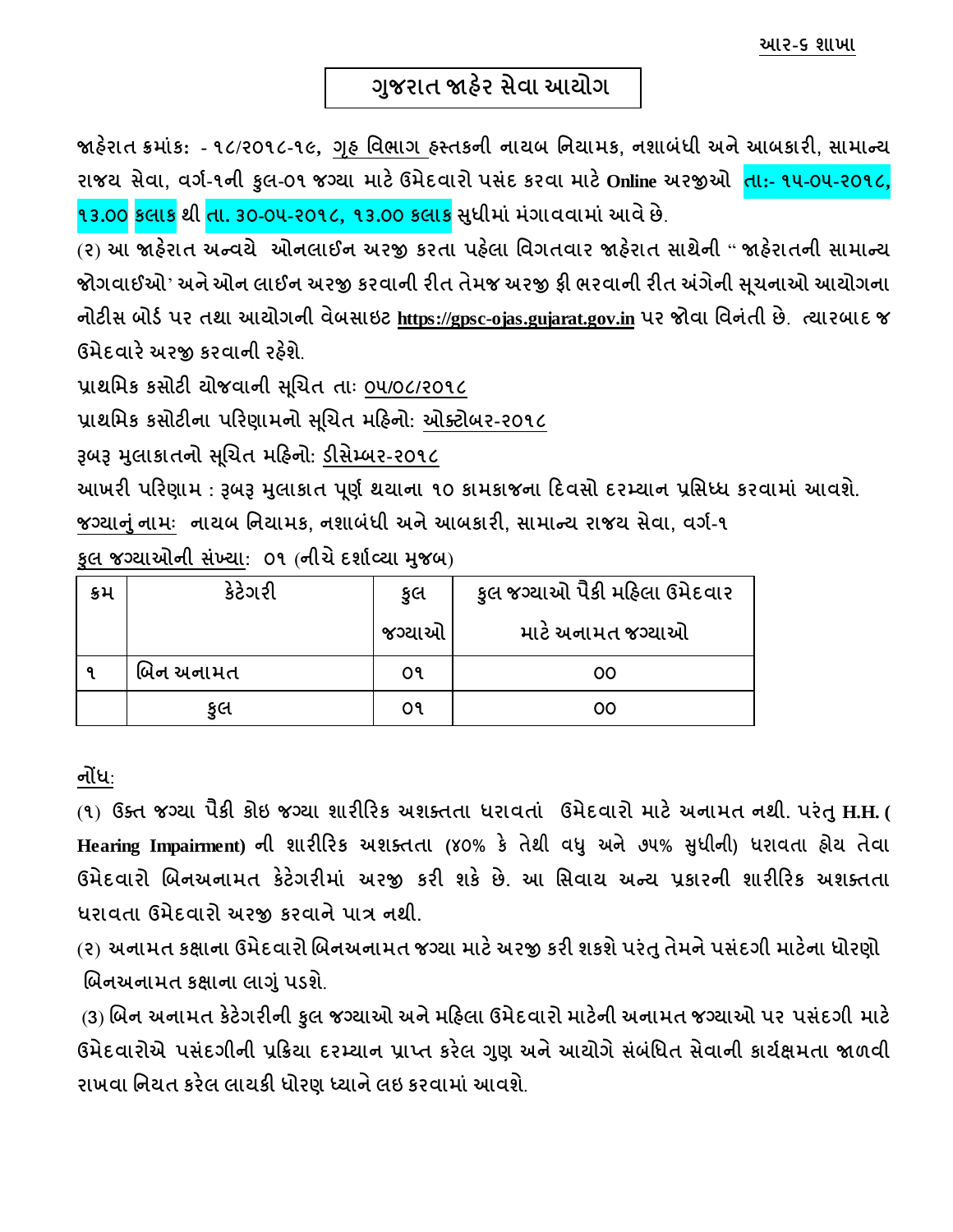આર-૬ શાખા

# ગુજરાત જાહેર સેવા આયોગ

**જાહેરાત ક્રમાંક: - ૧૮/૨૦૧૮-૧૯, ગૃહ વિભાગ હસ્તકની નાયબ નિયામક, નશાબંધી અને આબકારી, સામાન્ય રાજ્ય સેવા, વર્ગ-૧ની કુલ-૦૧ જગ્યા માટે ઉમેદવારો પસંદ કરવા માટે Online અરજીઓ તા:- ૧૫-૦૫-૨૦૧૮, ૧૩.૦૦ કલાક થી તા. ૩૦-૦૫-૨૦૧૮, ૧૩.૦૦ કલાક સુધીમાં મંગાવવામાં આવે છે.**

(૨) આ જાહેરાત અન્વયે ઓનલાઈન અરજી કરતા પહેલા વિગતવાર જાહેરાત સાથેની " જાહેરાતની સામાન્ય જોગવાઈઓ' અને ઓન લાઈન અરજી કરવાની રીત તેમજ અરજી ફી ભરવાની રીત અંગેની સૂચનાઓ આયોગના નોટીસ બોર્ડ પર તથા આયોગની વેબસાઇટ **https://gpsc-ojas.gujarat.gov.in** પર જોવા વિનંતી છે. ત્યારબાદ જ ઉમેદવારે અરજી કરવાની રહેશે.

પ્રાથમિક કસોટી યોજવાની સૂચિત તાઃ ૦૫/૦૮/૨૦૧૮

પ્રાથમિક કસોટીના પરિણામનો સૂચિત મહિનો: ઓક્ટોબર-૨૦૧૮

રૂબરૂ મુલાકાતનો સૂચિત મહિનો: ડીસેમ્બર-૨૦૧૮

આખરી પરિણામ : રૂબરૂ મુલાકાત પૂર્ણ થયાના ૧૦ કામકાજના દિવસો દરમ્યાન પ્રસિધ્ધ કરવામાં આવશે.

જગ્યાનું નામ: નાયબ નિયામક, નશાબંધી અને આબકારી, સામાન્ય રાજ્ય સેવા, વર્ગ-૧

કુલ જગ્યાઓની સંખ્યા: ૦૧ (નીચે દર્શાવ્યા મુજબ)

| ક્રમ | કેટેગરી | કુલ જગ્યાઓ | કુલ જગ્યાઓ પૈકી મહિલા ઉમેદવાર માટે અનામત જગ્યાઓ |
|---|---|---|---|
| ૧ | બિન અનામત | ૦૧ | ૦૦ |
| | કુલ | ૦૧ | ૦૦ |

નોંધ:

(૧) ઉક્ત જગ્યા પૈકી કોઇ જગ્યા શારીરિક અશક્તતા ધરાવતાં ઉમેદવારો માટે અનામત નથી. પરંતુ **H.H. ( Hearing Impairment)** ની શારીરિક અશક્તતા (૪૦% કે તેથી વધુ અને ૭૫% સુધીની) ધરાવતા હોય તેવા ઉમેદવારો બિનઅનામત કેટેગરીમાં અરજી કરી શકે છે. આ સિવાય અન્ય પ્રકારની શારીરિક અશક્તતા ધરાવતા ઉમેદવારો અરજી કરવાને પાત્ર નથી.

(૨) અનામત કક્ષાના ઉમેદવારો બિનઅનામત જગ્યા માટે અરજી કરી શકશે પરંતુ તેમને પસંદગી માટેના ધોરણો બિનઅનામત કક્ષાના લાગું પડશે.

(3) બિન અનામત કેટેગરીની કુલ જગ્યાઓ અને મહિલા ઉમેદવારો માટેની અનામત જગ્યાઓ પર પસંદગી માટે ઉમેદવારોએ પસંદગીની પ્રક્રિયા દરમ્યાન પ્રાપ્ત કરેલ ગુણ અને આયોગે સંબંધિત સેવાની કાર્યક્ષમતા જાળવી રાખવા નિયત કરેલ લાયકી ધોરણ ધ્યાને લઇ કરવામાં આવશે.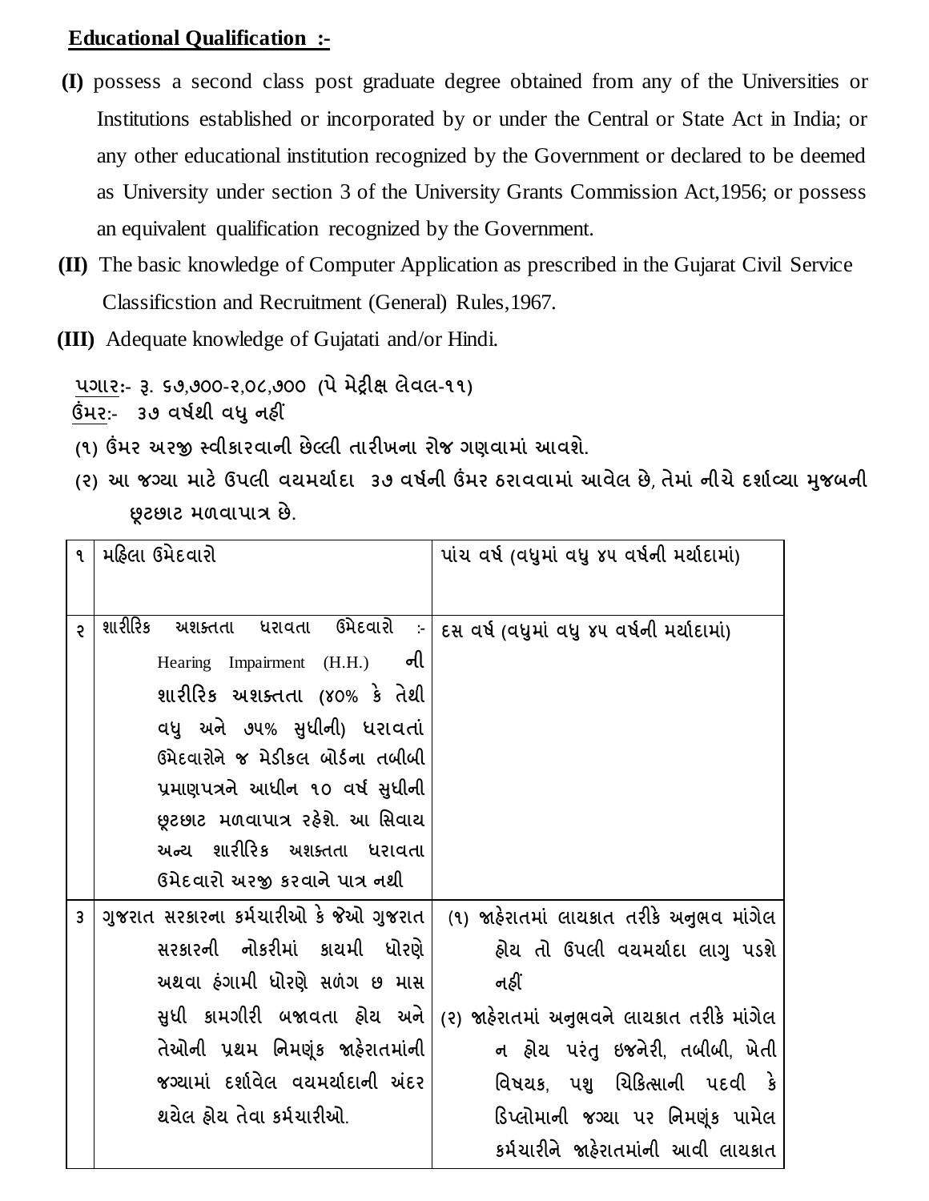**Educational Qualification :-**

**(I)** possess a second class post graduate degree obtained from any of the Universities or Institutions established or incorporated by or under the Central or State Act in India; or any other educational institution recognized by the Government or declared to be deemed as University under section 3 of the University Grants Commission Act,1956; or possess an equivalent qualification recognized by the Government.

**(II)** The basic knowledge of Computer Application as prescribed in the Gujarat Civil Service Classificstion and Recruitment (General) Rules,1967.

**(III)** Adequate knowledge of Gujatati and/or Hindi.

પગાર:- રૂ. ૬૭,૭૦૦-૨,૦૮,૭૦૦ (પે મેટ્રીક્ષ લેવલ-૧૧)

ઉંમર:- ૩૭ વર્ષથી વધુ નહીં

(૧) ઉંમર અરજી સ્વીકારવાની છેલ્લી તારીખના રોજ ગણવામાં આવશે.

(૨) આ જગ્યા માટે ઉપલી વયમર્યાદા ૩૭ વર્ષની ઉંમર ઠરાવવામાં આવેલ છે, તેમાં નીચે દર્શાવ્યા મુજબની છૂટછાટ મળવાપાત્ર છે.

| | | |
|---|---|---|
| ૧ | મહિલા ઉમેદવારો | પાંચ વર્ષ (વધુમાં વધુ ૪૫ વર્ષની મર્યાદામાં) |
| ૨ | શારીરિક અશક્તતા ધરાવતા ઉમેદવારો :- Hearing Impairment (H.H.) ની શારીરિક અશક્તતા (૪૦% કે તેથી વધુ અને ૭૫% સુધીની) ધરાવતાં ઉમેદવારોને જ મેડીકલ બોર્ડના તબીબી પ્રમાણપત્રને આધીન ૧૦ વર્ષ સુધીની છૂટછાટ મળવાપાત્ર રહેશે. આ સિવાય અન્ય શારીરિક અશક્તતા ધરાવતા ઉમેદવારો અરજી કરવાને પાત્ર નથી | દસ વર્ષ (વધુમાં વધુ ૪૫ વર્ષની મર્યાદામાં) |
| ૩ | ગુજરાત સરકારના કર્મચારીઓ કે જેઓ ગુજરાત સરકારની નોકરીમાં કાયમી ધોરણે અથવા હંગામી ધોરણે સળંગ છ માસ સુધી કામગીરી બજાવતા હોય અને તેઓની પ્રથમ નિમણૂંક જાહેરાતમાંની જગ્યામાં દર્શાવેલ વયમર્યાદાની અંદર થયેલ હોય તેવા કર્મચારીઓ. | (૧) જાહેરાતમાં લાયકાત તરીકે અનુભવ માંગેલ હોય તો ઉપલી વયમર્યાદા લાગુ પડશે નહીં<br>(૨) જાહેરાતમાં અનુભવને લાયકાત તરીકે માંગેલ ન હોય પરંતુ ઇજનેરી, તબીબી, ખેતી વિષયક, પશુ ચિકિત્સાની પદવી કે ડિપ્લોમાની જગ્યા પર નિમણૂંક પામેલ કર્મચારીને જાહેરાતમાંની આવી લાયકાત |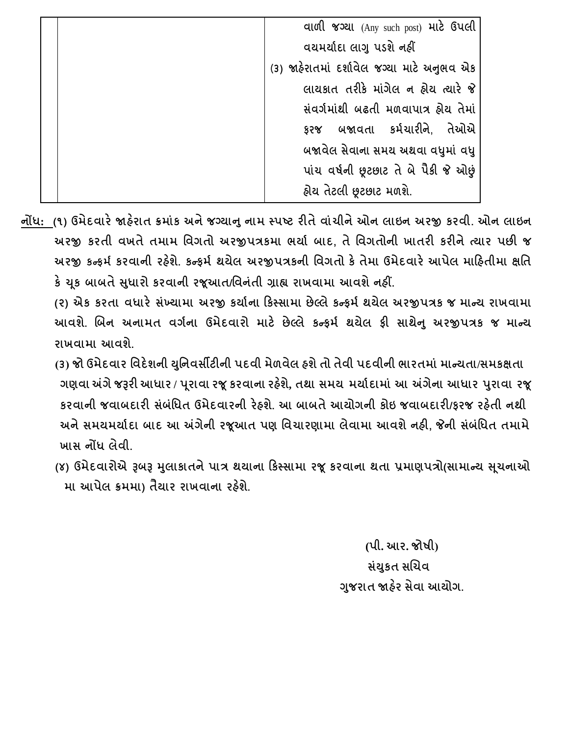| | | વાળી જગ્યા (Any such post) માટે ઉપલી વયમર્યાદા લાગુ પડશે નહીં<br>(૩) જાહેરાતમાં દર્શાવેલ જગ્યા માટે અનુભવ એક લાયકાત તરીકે માંગેલ ન હોય ત્યારે જે સંવર્ગમાંથી બઢતી મળવાપાત્ર હોય તેમાં ફરજ બજાવતા કર્મચારીને, તેઓએ બજાવેલ સેવાના સમય અથવા વધુમાં વધુ પાંચ વર્ષની છૂટછાટ તે બે પૈકી જે ઓછું હોય તેટલી છૂટછાટ મળશે. |
|---|---|---|

**નોંધ:** (૧) ઉમેદવારે જાહેરાત ક્રમાંક અને જગ્યાનુ નામ સ્પષ્ટ રીતે વાંચીને ઓન લાઇન અરજી કરવી. ઓન લાઇન અરજી કરતી વખતે તમામ વિગતો અરજીપત્રકમા ભર્યા બાદ, તે વિગતોની ખાતરી કરીને ત્યાર પછી જ અરજી કન્ફર્મ કરવાની રહેશે. કન્ફર્મ થયેલ અરજીપત્રકની વિગતો કે તેમા ઉમેદવારે આપેલ માહિતીમા ક્ષતિ કે ચૂક બાબતે સુધારો કરવાની રજૂઆત/વિનંતી ગ્રાહ્ય રાખવામા આવશે નહીં.

(૨) એક કરતા વધારે સંખ્યામા અરજી કર્યાના કિસ્સામા છેલ્લે કન્ફર્મ થયેલ અરજીપત્રક જ માન્ય રાખવામા આવશે. બિન અનામત વર્ગના ઉમેદવારો માટે છેલ્લે કન્ફર્મ થયેલ ફી સાથેનુ અરજીપત્રક જ માન્ય રાખવામા આવશે.

(૩) જો ઉમેદવાર વિદેશની યુનિવર્સીટીની પદવી મેળવેલ હશે તો તેવી પદવીની ભારતમાં માન્યતા/સમકક્ષતા ગણવા અંગે જરૂરી આધાર / પૂરાવા રજૂ કરવાના રહેશે, તથા સમય મર્યાદામાં આ અંગેના આધાર પુરાવા રજૂ કરવાની જવાબદારી સંબંધિત ઉમેદવારની રેહશે. આ બાબતે આયોગની કોઇ જવાબદારી/ફરજ રહેતી નથી અને સમયમર્યાદા બાદ આ અંગેની રજૂઆત પણ વિચારણામા લેવામા આવશે નહી, જેની સંબંધિત તમામે ખાસ નોંધ લેવી.

(૪) ઉમેદવારોએ રૂબરૂ મુલાકાતને પાત્ર થયાના કિસ્સામા રજૂ કરવાના થતા પ્રમાણપત્રો(સામાન્ય સૂચનાઓ મા આપેલ ક્રમમા) તૈયાર રાખવાના રહેશે.

(પી. આર. જોષી)
સંયુકત સચિવ
ગુજરાત જાહેર સેવા આયોગ.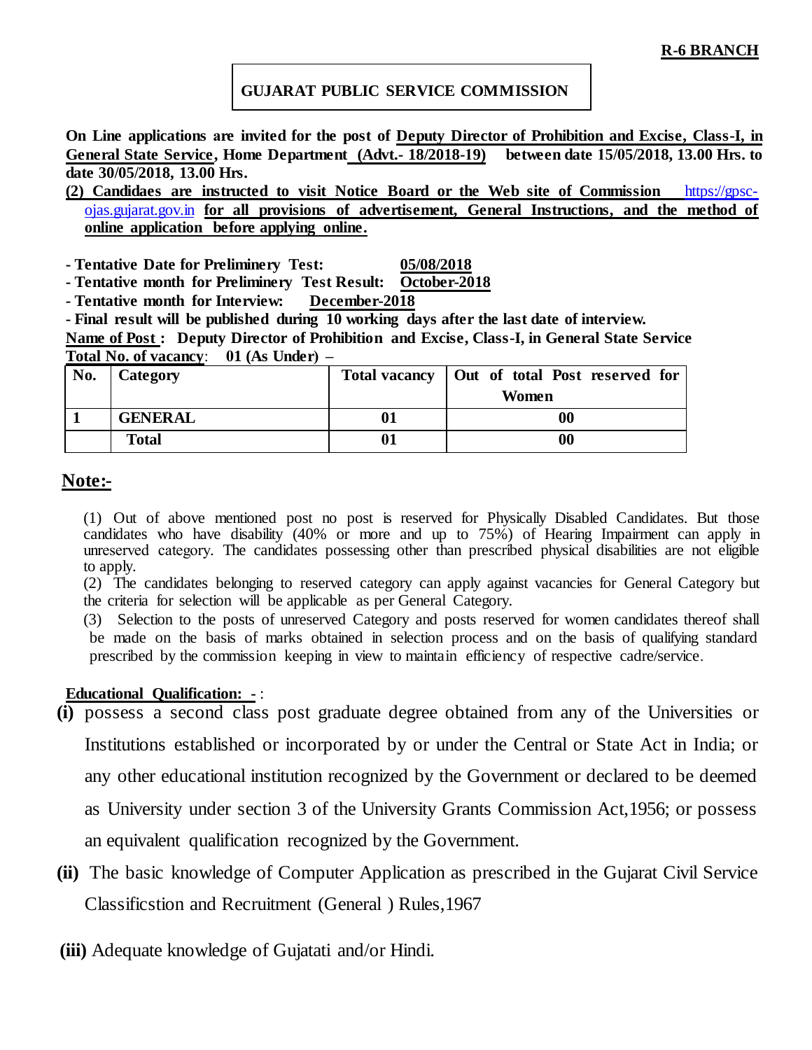**R-6 BRANCH**

**GUJARAT PUBLIC SERVICE COMMISSION**

**On Line applications are invited for the post of Deputy Director of Prohibition and Excise, Class-I, in General State Service, Home Department (Advt.- 18/2018-19) between date 15/05/2018, 13.00 Hrs. to date 30/05/2018, 13.00 Hrs.**

**(2) Candidaes are instructed to visit Notice Board or the Web site of Commission** https://gpsc-ojas.gujarat.gov.in **for all provisions of advertisement, General Instructions, and the method of online application before applying online.**

**- Tentative Date for Preliminery Test: 05/08/2018**

**- Tentative month for Preliminery Test Result: October-2018**

**- Tentative month for Interview: December-2018**

**- Final result will be published during 10 working days after the last date of interview.**

**Name of Post : Deputy Director of Prohibition and Excise, Class-I, in General State Service**

**Total No. of vacancy: 01 (As Under) –**

| No. | Category | Total vacancy | Out of total Post reserved for Women |
|---|---|---|---|
| 1 | GENERAL | 01 | 00 |
| | Total | 01 | 00 |

## Note:-

(1) Out of above mentioned post no post is reserved for Physically Disabled Candidates. But those candidates who have disability (40% or more and up to 75%) of Hearing Impairment can apply in unreserved category. The candidates possessing other than prescribed physical disabilities are not eligible to apply.

(2) The candidates belonging to reserved category can apply against vacancies for General Category but the criteria for selection will be applicable as per General Category.

(3) Selection to the posts of unreserved Category and posts reserved for women candidates thereof shall be made on the basis of marks obtained in selection process and on the basis of qualifying standard prescribed by the commission keeping in view to maintain efficiency of respective cadre/service.

**Educational Qualification: -** :

**(i)** possess a second class post graduate degree obtained from any of the Universities or Institutions established or incorporated by or under the Central or State Act in India; or any other educational institution recognized by the Government or declared to be deemed as University under section 3 of the University Grants Commission Act,1956; or possess an equivalent qualification recognized by the Government.

**(ii)** The basic knowledge of Computer Application as prescribed in the Gujarat Civil Service Classificstion and Recruitment (General ) Rules,1967

**(iii)** Adequate knowledge of Gujatati and/or Hindi.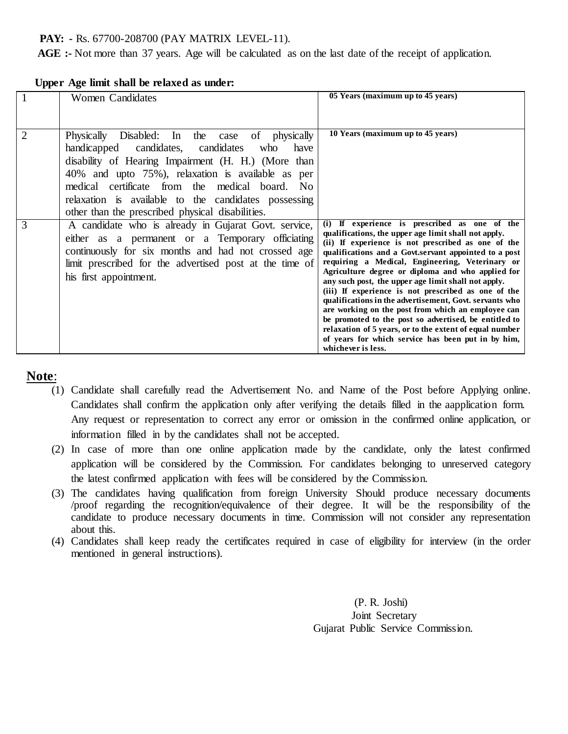**PAY: -** Rs. 67700-208700 (PAY MATRIX LEVEL-11).

**AGE :-** Not more than 37 years. Age will be calculated as on the last date of the receipt of application.

**Upper Age limit shall be relaxed as under:**

| | | |
|---|---|---|
| 1 | Women Candidates | **05 Years (maximum up to 45 years)** |
| 2 | Physically Disabled: In the case of physically handicapped candidates, candidates who have disability of Hearing Impairment (H. H.) (More than 40% and upto 75%), relaxation is available as per medical certificate from the medical board. No relaxation is available to the candidates possessing other than the prescribed physical disabilities. | **10 Years (maximum up to 45 years)** |
| 3 | A candidate who is already in Gujarat Govt. service, either as a permanent or a Temporary officiating continuously for six months and had not crossed age limit prescribed for the advertised post at the time of his first appointment. | **(i) If experience is prescribed as one of the qualifications, the upper age limit shall not apply. (ii) If experience is not prescribed as one of the qualifications and a Govt.servant appointed to a post requiring a Medical, Engineering, Veterinary or Agriculture degree or diploma and who applied for any such post, the upper age limit shall not apply. (iii) If experience is not prescribed as one of the qualifications in the advertisement, Govt. servants who are working on the post from which an employee can be promoted to the post so advertised, be entitled to relaxation of 5 years, or to the extent of equal number of years for which service has been put in by him, whichever is less.** |

**Note**:

(1) Candidate shall carefully read the Advertisement No. and Name of the Post before Applying online. Candidates shall confirm the application only after verifying the details filled in the aapplication form. Any request or representation to correct any error or omission in the confirmed online application, or information filled in by the candidates shall not be accepted.

(2) In case of more than one online application made by the candidate, only the latest confirmed application will be considered by the Commission. For candidates belonging to unreserved category the latest confirmed application with fees will be considered by the Commission.

(3) The candidates having qualification from foreign University Should produce necessary documents /proof regarding the recognition/equivalence of their degree. It will be the responsibility of the candidate to produce necessary documents in time. Commission will not consider any representation about this.

(4) Candidates shall keep ready the certificates required in case of eligibility for interview (in the order mentioned in general instructions).

(P. R. Joshi)
Joint Secretary
Gujarat Public Service Commission.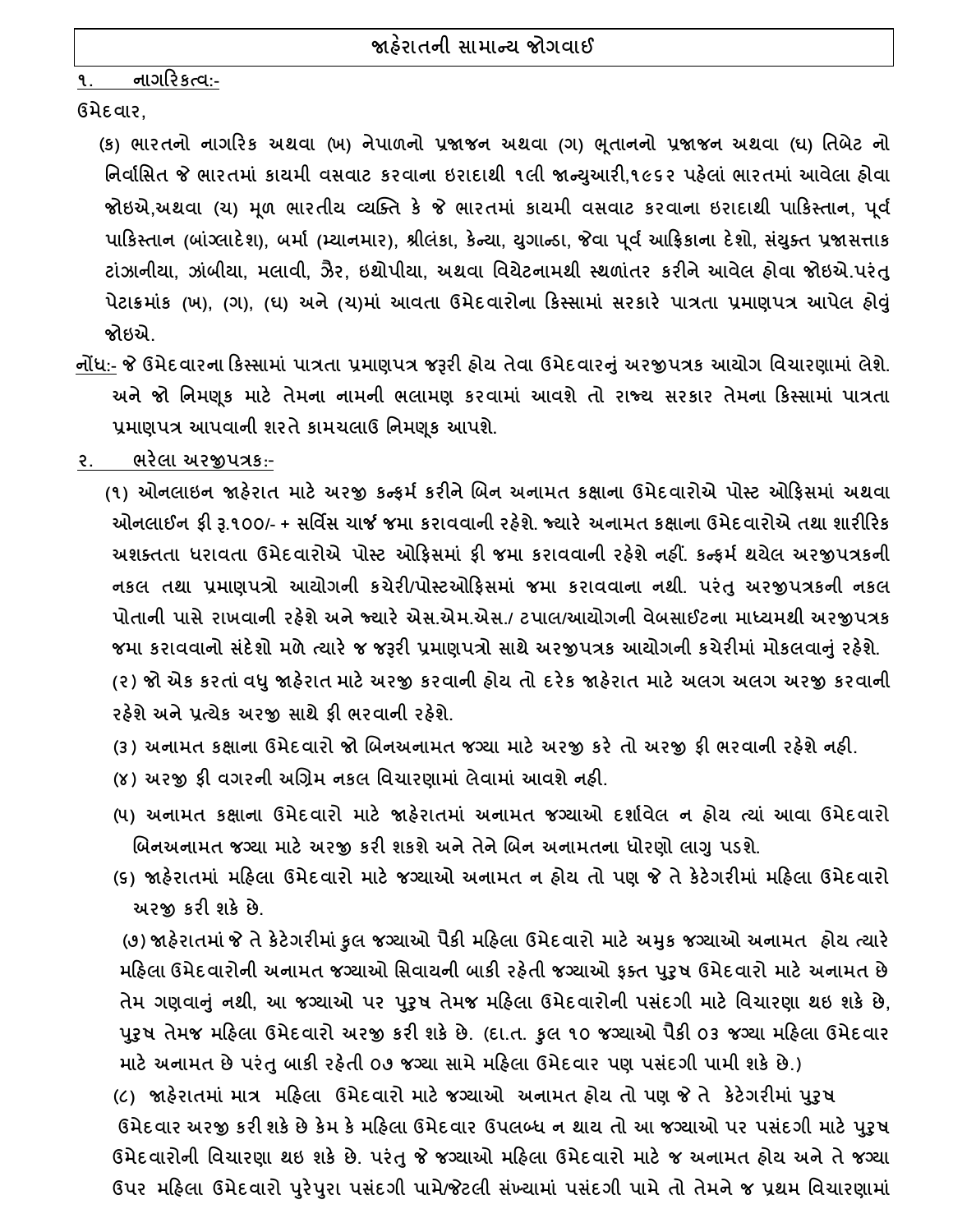## જાહેરાતની સામાન્ય જોગવાઈ

**૧. નાગરિકત્વ:-**

ઉમેદવાર,

(ક) ભારતનો નાગરિક અથવા (ખ) નેપાળનો પ્રજાજન અથવા (ગ) ભૂતાનનો પ્રજાજન અથવા (ઘ) તિબેટ નો નિર્વાસિત જે ભારતમાં કાયમી વસવાટ કરવાના ઇરાદાથી ૧લી જાન્યુઆરી,૧૯૬૨ પહેલાં ભારતમાં આવેલા હોવા જોઇએ,અથવા (ચ) મૂળ ભારતીય વ્યક્તિ કે જે ભારતમાં કાયમી વસવાટ કરવાના ઇરાદાથી પાકિસ્તાન, પૂર્વ પાકિસ્તાન (બાંગ્લાદેશ), બર્મા (મ્યાનમાર), શ્રીલંકા, કેન્યા, યુગાન્ડા, જેવા પૂર્વ આફ્રિકાના દેશો, સંયુક્ત પ્રજાસત્તાક ટાંઝાનીયા, ઝાંબીયા, મલાવી, ઝૈર, ઇથોપીયા, અથવા વિયેટનામથી સ્થળાંતર કરીને આવેલ હોવા જોઇએ.પરંતુ પેટાક્રમાંક (ખ), (ગ), (ઘ) અને (ચ)માં આવતા ઉમેદવારોના કિસ્સામાં સરકારે પાત્રતા પ્રમાણપત્ર આપેલ હોવું જોઇએ.

<u>નોંધ:-</u> જે ઉમેદવારના કિસ્સામાં પાત્રતા પ્રમાણપત્ર જરૂરી હોય તેવા ઉમેદવારનું અરજીપત્રક આયોગ વિચારણામાં લેશે. અને જો નિમણૂક માટે તેમના નામની ભલામણ કરવામાં આવશે તો રાજ્ય સરકાર તેમના કિસ્સામાં પાત્રતા પ્રમાણપત્ર આપવાની શરતે કામચલાઉ નિમણૂક આપશે.

**૨. ભરેલા અરજીપત્રક:-**

(૧) ઓનલાઇન જાહેરાત માટે અરજી કન્ફર્મ કરીને બિન અનામત કક્ષાના ઉમેદવારોએ પોસ્ટ ઓફિસમાં અથવા ઓનલાઈન ફી રૂ.૧૦૦/- + સર્વિસ ચાર્જ જમા કરાવવાની રહેશે. જ્યારે અનામત કક્ષાના ઉમેદવારોએ તથા શારીરિક અશક્તતા ધરાવતા ઉમેદવારોએ પોસ્ટ ઓફિસમાં ફી જમા કરાવવાની રહેશે નહીં. કન્ફર્મ થયેલ અરજીપત્રકની નકલ તથા પ્રમાણપત્રો આયોગની કચેરી/પોસ્ટઓફિસમાં જમા કરાવવાના નથી. પરંતુ અરજીપત્રકની નકલ પોતાની પાસે રાખવાની રહેશે અને જ્યારે એસ.એમ.એસ./ ટપાલ/આયોગની વેબસાઈટના માધ્યમથી અરજીપત્રક જમા કરાવવાનો સંદેશો મળે ત્યારે જ જરૂરી પ્રમાણપત્રો સાથે અરજીપત્રક આયોગની કચેરીમાં મોકલવાનું રહેશે.

(૨) જો એક કરતાં વધુ જાહેરાત માટે અરજી કરવાની હોય તો દરેક જાહેરાત માટે અલગ અલગ અરજી કરવાની રહેશે અને પ્રત્યેક અરજી સાથે ફી ભરવાની રહેશે.

(૩) અનામત કક્ષાના ઉમેદવારો જો બિનઅનામત જગ્યા માટે અરજી કરે તો અરજી ફી ભરવાની રહેશે નહી.

(૪) અરજી ફી વગરની અગ્રિમ નકલ વિચારણામાં લેવામાં આવશે નહી.

(૫) અનામત કક્ષાના ઉમેદવારો માટે જાહેરાતમાં અનામત જગ્યાઓ દર્શાવેલ ન હોય ત્યાં આવા ઉમેદવારો બિનઅનામત જગ્યા માટે અરજી કરી શકશે અને તેને બિન અનામતના ધોરણો લાગુ પડશે.

(૬) જાહેરાતમાં મહિલા ઉમેદવારો માટે જગ્યાઓ અનામત ન હોય તો પણ જે તે કેટેગરીમાં મહિલા ઉમેદવારો અરજી કરી શકે છે.

(૭) જાહેરાતમાં જે તે કેટેગરીમાં કુલ જગ્યાઓ પૈકી મહિલા ઉમેદવારો માટે અમુક જગ્યાઓ અનામત હોય ત્યારે મહિલા ઉમેદવારોની અનામત જગ્યાઓ સિવાયની બાકી રહેતી જગ્યાઓ ફક્ત પુરૂષ ઉમેદવારો માટે અનામત છે તેમ ગણવાનું નથી, આ જગ્યાઓ પર પુરૂષ તેમજ મહિલા ઉમેદવારોની પસંદગી માટે વિચારણા થઇ શકે છે, પુરૂષ તેમજ મહિલા ઉમેદવારો અરજી કરી શકે છે. (દા.ત. કુલ ૧૦ જગ્યાઓ પૈકી ૦૩ જગ્યા મહિલા ઉમેદવાર માટે અનામત છે પરંતુ બાકી રહેતી ૦૭ જગ્યા સામે મહિલા ઉમેદવાર પણ પસંદગી પામી શકે છે.)

(૮) જાહેરાતમાં માત્ર મહિલા ઉમેદવારો માટે જગ્યાઓ અનામત હોય તો પણ જે તે કેટેગરીમાં પુરૂષ ઉમેદવાર અરજી કરી શકે છે કેમ કે મહિલા ઉમેદવાર ઉપલબ્ધ ન થાય તો આ જગ્યાઓ પર પસંદગી માટે પુરૂષ ઉમેદવારોની વિચારણા થઇ શકે છે. પરંતુ જે જગ્યાઓ મહિલા ઉમેદવારો માટે જ અનામત હોય અને તે જગ્યા ઉપર મહિલા ઉમેદવારો પુરેપુરા પસંદગી પામે/જેટલી સંખ્યામાં પસંદગી પામે તો તેમને જ પ્રથમ વિચારણામાં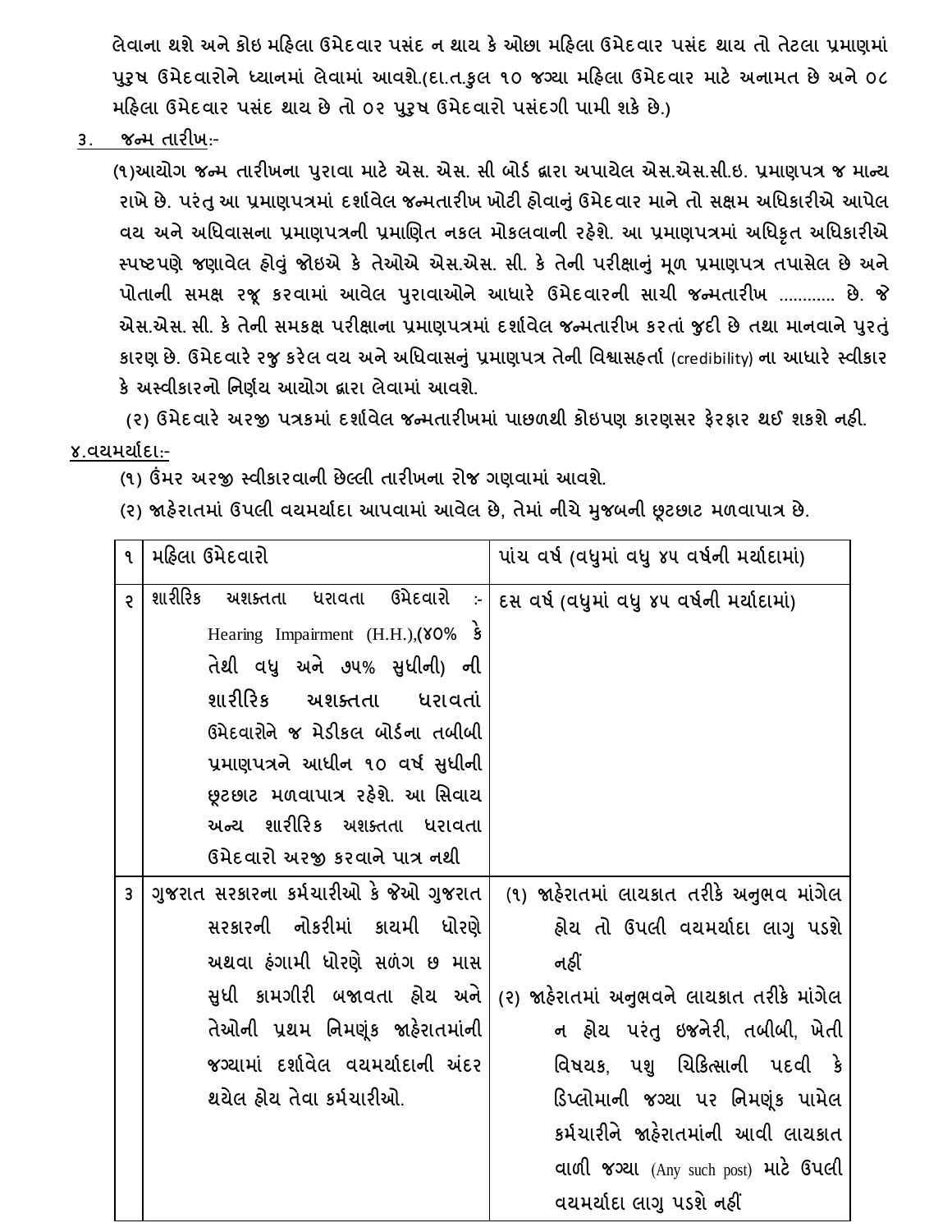લેવાના થશે અને કોઇ મહિલા ઉમેદવાર પસંદ ન થાય કે ઓછા મહિલા ઉમેદવાર પસંદ થાય તો તેટલા પ્રમાણમાં પુરૂષ ઉમેદવારોને ધ્યાનમાં લેવામાં આવશે.(દા.ત.કુલ ૧૦ જગ્યા મહિલા ઉમેદવાર માટે અનામત છે અને ૦૮ મહિલા ઉમેદવાર પસંદ થાય છે તો ૦૨ પુરૂષ ઉમેદવારો પસંદગી પામી શકે છે.)

૩. <u>જન્મ તારીખ</u>:-

(૧)આયોગ જન્મ તારીખના પુરાવા માટે એસ. એસ. સી બોર્ડ દ્વારા અપાયેલ એસ.એસ.સી.ઇ. પ્રમાણપત્ર જ માન્ય રાખે છે. પરંતુ આ પ્રમાણપત્રમાં દર્શાવેલ જન્મતારીખ ખોટી હોવાનું ઉમેદવાર માને તો સક્ષમ અધિકારીએ આપેલ વય અને અધિવાસના પ્રમાણપત્રની પ્રમાણિત નકલ મોકલવાની રહેશે. આ પ્રમાણપત્રમાં અધિકૃત અધિકારીએ સ્પષ્ટપણે જણાવેલ હોવું જોઇએ કે તેઓએ એસ.એસ. સી. કે તેની પરીક્ષાનું મૂળ પ્રમાણપત્ર તપાસેલ છે અને પોતાની સમક્ષ રજૂ કરવામાં આવેલ પુરાવાઓને આધારે ઉમેદવારની સાચી જન્મતારીખ ........... છે. જે એસ.એસ. સી. કે તેની સમકક્ષ પરીક્ષાના પ્રમાણપત્રમાં દર્શાવેલ જન્મતારીખ કરતાં જુદી છે તથા માનવાને પુરતું કારણ છે. ઉમેદવારે રજુ કરેલ વય અને અધિવાસનું પ્રમાણપત્ર તેની વિશ્વાસહર્તા (credibility) ના આધારે સ્વીકાર કે અસ્વીકારનો નિર્ણય આયોગ દ્વારા લેવામાં આવશે.

(૨) ઉમેદવારે અરજી પત્રકમાં દર્શાવેલ જન્મતારીખમાં પાછળથી કોઇપણ કારણસર ફેરફાર થઈ શકશે નહી.

<u>૪.વયમર્યાદા:-</u>

(૧) ઉંમર અરજી સ્વીકારવાની છેલ્લી તારીખના રોજ ગણવામાં આવશે.

(૨) જાહેરાતમાં ઉપલી વયમર્યાદા આપવામાં આવેલ છે, તેમાં નીચે મુજબની છૂટછાટ મળવાપાત્ર છે.

| ૧ | મહિલા ઉમેદવારો | પાંચ વર્ષ (વધુમાં વધુ ૪૫ વર્ષની મર્યાદામાં) |
|---|---|---|
| ૨ | શારીરિક અશક્તતા ધરાવતા ઉમેદવારો :- Hearing Impairment (H.H.),(૪૦% કે તેથી વધુ અને ૭૫% સુધીની) ની શારીરિક અશક્તતા ધરાવતાં ઉમેદવારોને જ મેડીકલ બોર્ડના તબીબી પ્રમાણપત્રને આધીન ૧૦ વર્ષ સુધીની છૂટછાટ મળવાપાત્ર રહેશે. આ સિવાય અન્ય શારીરિક અશક્તતા ધરાવતા ઉમેદવારો અરજી કરવાને પાત્ર નથી | દસ વર્ષ (વધુમાં વધુ ૪૫ વર્ષની મર્યાદામાં) |
| ૩ | ગુજરાત સરકારના કર્મચારીઓ કે જેઓ ગુજરાત સરકારની નોકરીમાં કાયમી ધોરણે અથવા હંગામી ધોરણે સળંગ છ માસ સુધી કામગીરી બજાવતા હોય અને તેઓની પ્રથમ નિમણૂંક જાહેરાતમાંની જગ્યામાં દર્શાવેલ વયમર્યાદાની અંદર થયેલ હોય તેવા કર્મચારીઓ. | (૧) જાહેરાતમાં લાયકાત તરીકે અનુભવ માંગેલ હોય તો ઉપલી વયમર્યાદા લાગુ પડશે નહીં (૨) જાહેરાતમાં અનુભવને લાયકાત તરીકે માંગેલ ન હોય પરંતુ ઇજનેરી, તબીબી, ખેતી વિષયક, પશુ ચિકિત્સાની પદવી કે ડિપ્લોમાની જગ્યા પર નિમણૂંક પામેલ કર્મચારીને જાહેરાતમાંની આવી લાયકાત વાળી જગ્યા (Any such post) માટે ઉપલી વયમર્યાદા લાગુ પડશે નહીં |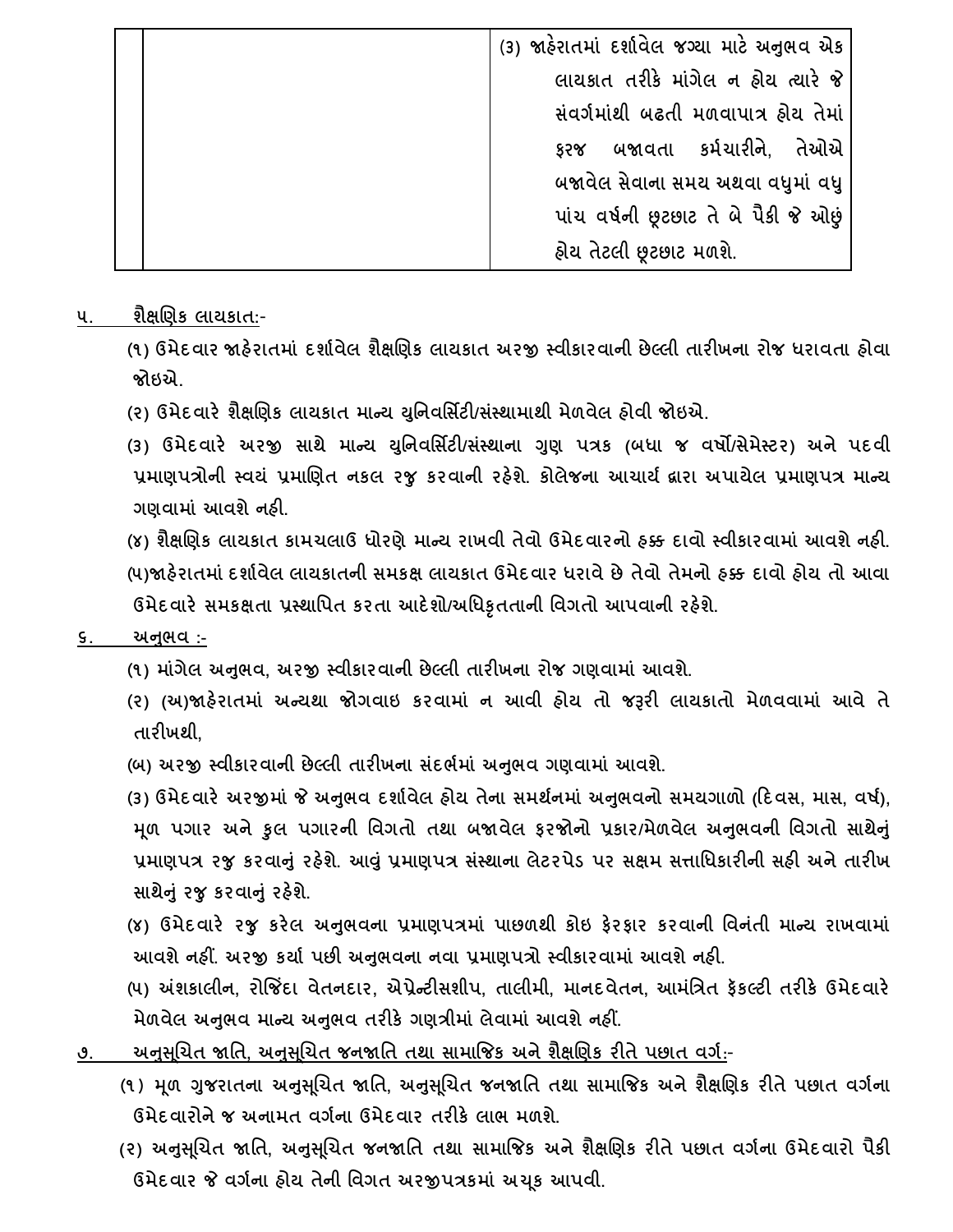| | | (૩) જાહેરાતમાં દર્શાવેલ જગ્યા માટે અનુભવ એક લાયકાત તરીકે માંગેલ ન હોય ત્યારે જે સંવર્ગમાંથી બઢતી મળવાપાત્ર હોય તેમાં ફરજ બજાવતા કર્મચારીને, તેઓએ બજાવેલ સેવાના સમય અથવા વધુમાં વધુ પાંચ વર્ષની છૂટછાટ તે બે પૈકી જે ઓછું હોય તેટલી છૂટછાટ મળશે. |
|---|---|---|

## ૫. શૈક્ષણિક લાયકાત:-

(૧) ઉમેદવાર જાહેરાતમાં દર્શાવેલ શૈક્ષણિક લાયકાત અરજી સ્વીકારવાની છેલ્લી તારીખના રોજ ધરાવતા હોવા જોઇએ.

(૨) ઉમેદવારે શૈક્ષણિક લાયકાત માન્ય યુનિવર્સિટી/સંસ્થામાથી મેળવેલ હોવી જોઇએ.

(૩) ઉમેદવારે અરજી સાથે માન્ય યુનિવર્સિટી/સંસ્થાના ગુણ પત્રક (બધા જ વર્ષો/સેમેસ્ટર) અને પદવી પ્રમાણપત્રોની સ્વયં પ્રમાણિત નકલ રજુ કરવાની રહેશે. કોલેજના આચાર્ય દ્વારા અપાયેલ પ્રમાણપત્ર માન્ય ગણવામાં આવશે નહી.

(૪) શૈક્ષણિક લાયકાત કામચલાઉ ધોરણે માન્ય રાખવી તેવો ઉમેદવારનો હક્ક દાવો સ્વીકારવામાં આવશે નહી.

(૫)જાહેરાતમાં દર્શાવેલ લાયકાતની સમકક્ષ લાયકાત ઉમેદવાર ધરાવે છે તેવો તેમનો હક્ક દાવો હોય તો આવા ઉમેદવારે સમકક્ષતા પ્રસ્થાપિત કરતા આદેશો/અધિકૃતતાની વિગતો આપવાની રહેશે.

## ૬. અનુભવ :-

(૧) માંગેલ અનુભવ, અરજી સ્વીકારવાની છેલ્લી તારીખના રોજ ગણવામાં આવશે.

(૨) (અ)જાહેરાતમાં અન્યથા જોગવાઇ કરવામાં ન આવી હોય તો જરૂરી લાયકાતો મેળવવામાં આવે તે તારીખથી,

(બ) અરજી સ્વીકારવાની છેલ્લી તારીખના સંદર્ભમાં અનુભવ ગણવામાં આવશે.

(૩) ઉમેદવારે અરજીમાં જે અનુભવ દર્શાવેલ હોય તેના સમર્થનમાં અનુભવનો સમયગાળો (દિવસ, માસ, વર્ષ), મૂળ પગાર અને કુલ પગારની વિગતો તથા બજાવેલ ફરજોનો પ્રકાર/મેળવેલ અનુભવની વિગતો સાથેનું પ્રમાણપત્ર રજુ કરવાનું રહેશે. આવું પ્રમાણપત્ર સંસ્થાના લેટરપેડ પર સક્ષમ સત્તાધિકારીની સહી અને તારીખ સાથેનું રજુ કરવાનું રહેશે.

(૪) ઉમેદવારે રજુ કરેલ અનુભવના પ્રમાણપત્રમાં પાછળથી કોઇ ફેરફાર કરવાની વિનંતી માન્ય રાખવામાં આવશે નહીં. અરજી કર્યા પછી અનુભવના નવા પ્રમાણપત્રો સ્વીકારવામાં આવશે નહી.

(૫) અંશકાલીન, રોજિંદા વેતનદાર, એપ્રેન્ટીસશીપ, તાલીમી, માનદવેતન, આમંત્રિત ફેકલ્ટી તરીકે ઉમેદવારે મેળવેલ અનુભવ માન્ય અનુભવ તરીકે ગણત્રીમાં લેવામાં આવશે નહીં.

## ૭. અનુસૂચિત જાતિ, અનુસૂચિત જનજાતિ તથા સામાજિક અને શૈક્ષણિક રીતે પછાત વર્ગ:-

(૧) મૂળ ગુજરાતના અનુસૂચિત જાતિ, અનુસૂચિત જનજાતિ તથા સામાજિક અને શૈક્ષણિક રીતે પછાત વર્ગના ઉમેદવારોને જ અનામત વર્ગના ઉમેદવાર તરીકે લાભ મળશે.

(૨) અનુસૂચિત જાતિ, અનુસૂચિત જનજાતિ તથા સામાજિક અને શૈક્ષણિક રીતે પછાત વર્ગના ઉમેદવારો પૈકી ઉમેદવાર જે વર્ગના હોય તેની વિગત અરજીપત્રકમાં અચૂક આપવી.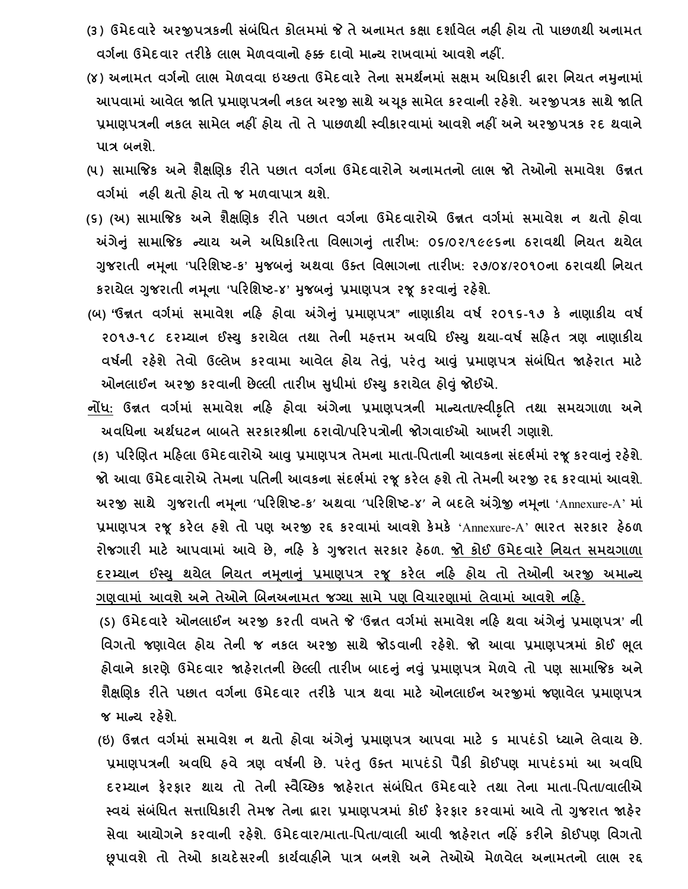(૩) ઉમેદવારે અરજીપત્રકની સંબંધિત કોલમમાં જે તે અનામત કક્ષા દર્શાવેલ નહી હોય તો પાછળથી અનામત વર્ગના ઉમેદવાર તરીકે લાભ મેળવવાનો હક્ક દાવો માન્ય રાખવામાં આવશે નહીં.

(૪) અનામત વર્ગનો લાભ મેળવવા ઇચ્છતા ઉમેદવારે તેના સમર્થનમાં સક્ષમ અધિકારી દ્વારા નિયત નમુનામાં આપવામાં આવેલ જાતિ પ્રમાણપત્રની નકલ અરજી સાથે અચૂક સામેલ કરવાની રહેશે. અરજીપત્રક સાથે જાતિ પ્રમાણપત્રની નકલ સામેલ નહીં હોય તો તે પાછળથી સ્વીકારવામાં આવશે નહીં અને અરજીપત્રક રદ થવાને પાત્ર બનશે.

(૫) સામાજિક અને શૈક્ષણિક રીતે પછાત વર્ગના ઉમેદવારોને અનામતનો લાભ જો તેઓનો સમાવેશ ઉન્નત વર્ગમાં નહી થતો હોય તો જ મળવાપાત્ર થશે.

(૬) (અ) સામાજિક અને શૈક્ષણિક રીતે પછાત વર્ગના ઉમેદવારોએ ઉન્નત વર્ગમાં સમાવેશ ન થતો હોવા અંગેનું સામાજિક ન્યાય અને અધિકારિતા વિભાગનું તારીખ: ૦૬/૦૨/૧૯૯૬ના ઠરાવથી નિયત થયેલ ગુજરાતી નમૂના 'પરિશિષ્ટ-ક' મુજબનું અથવા ઉક્ત વિભાગના તારીખ: ૨૭/૦૪/૨૦૧૦ના ઠરાવથી નિયત કરાયેલ ગુજરાતી નમૂના 'પરિશિષ્ટ-૪' મુજબનું પ્રમાણપત્ર રજૂ કરવાનું રહેશે.

(બ) "ઉન્નત વર્ગમાં સમાવેશ નહિ હોવા અંગેનું પ્રમાણપત્ર" નાણાકીય વર્ષ ૨૦૧૬-૧૭ કે નાણાકીય વર્ષ ૨૦૧૭-૧૮ દરમ્યાન ઈસ્યુ કરાયેલ તથા તેની મહત્તમ અવધિ ઈસ્યુ થયા-વર્ષ સહિત ત્રણ નાણાકીય વર્ષની રહેશે તેવો ઉલ્લેખ કરવામા આવેલ હોય તેવું, પરંતુ આવું પ્રમાણપત્ર સંબંધિત જાહેરાત માટે ઓનલાઈન અરજી કરવાની છેલ્લી તારીખ સુધીમાં ઈસ્યુ કરાયેલ હોવું જોઈએ.

નોંધ: ઉન્નત વર્ગમાં સમાવેશ નહિ હોવા અંગેના પ્રમાણપત્રની માન્યતા/સ્વીકૃતિ તથા સમયગાળા અને અવધિના અર્થઘટન બાબતે સરકારશ્રીના ઠરાવો/પરિપત્રોની જોગવાઈઓ આખરી ગણાશે.

(ક) પરિણિત મહિલા ઉમેદવારોએ આવુ પ્રમાણપત્ર તેમના માતા-પિતાની આવકના સંદર્ભમાં રજૂ કરવાનું રહેશે. જો આવા ઉમેદવારોએ તેમના પતિની આવકના સંદર્ભમાં રજૂ કરેલ હશે તો તેમની અરજી રદ્દ કરવામાં આવશે. અરજી સાથે ગુજરાતી નમૂના 'પરિશિષ્ટ-ક' અથવા 'પરિશિષ્ટ-૪' ને બદલે અંગ્રેજી નમૂના 'Annexure-A' માં પ્રમાણપત્ર રજૂ કરેલ હશે તો પણ અરજી રદ્દ કરવામાં આવશે કેમકે 'Annexure-A' ભારત સરકાર હેઠળ રોજગારી માટે આપવામાં આવે છે, નહિ કે ગુજરાત સરકાર હેઠળ. જો કોઈ ઉમેદવારે નિયત સમયગાળા દરમ્યાન ઈસ્યુ થયેલ નિયત નમૂનાનું પ્રમાણપત્ર રજૂ કરેલ નહિ હોય તો તેઓની અરજી અમાન્ય ગણવામાં આવશે અને તેઓને બિનઅનામત જગ્યા સામે પણ વિચારણામાં લેવામાં આવશે નહિ.

(ડ) ઉમેદવારે ઓનલાઈન અરજી કરતી વખતે જે 'ઉન્નત વર્ગમાં સમાવેશ નહિ થવા અંગેનું પ્રમાણપત્ર' ની વિગતો જણાવેલ હોય તેની જ નકલ અરજી સાથે જોડવાની રહેશે. જો આવા પ્રમાણપત્રમાં કોઈ ભૂલ હોવાને કારણે ઉમેદવાર જાહેરાતની છેલ્લી તારીખ બાદનું નવું પ્રમાણપત્ર મેળવે તો પણ સામાજિક અને શૈક્ષણિક રીતે પછાત વર્ગના ઉમેદવાર તરીકે પાત્ર થવા માટે ઓનલાઈન અરજીમાં જણાવેલ પ્રમાણપત્ર જ માન્ય રહેશે.

(ઇ) ઉન્નત વર્ગમાં સમાવેશ ન થતો હોવા અંગેનું પ્રમાણપત્ર આપવા માટે ૬ માપદંડો ધ્યાને લેવાય છે. પ્રમાણપત્રની અવધિ હવે ત્રણ વર્ષની છે. પરંતુ ઉક્ત માપદંડો પૈકી કોઈપણ માપદંડમાં આ અવધિ દરમ્યાન ફેરફાર થાય તો તેની સ્વૈચ્છિક જાહેરાત સંબંધિત ઉમેદવારે તથા તેના માતા-પિતા/વાલીએ સ્વયં સંબંધિત સત્તાધિકારી તેમજ તેના દ્વારા પ્રમાણપત્રમાં કોઈ ફેરફાર કરવામાં આવે તો ગુજરાત જાહેર સેવા આયોગને કરવાની રહેશે. ઉમેદવાર/માતા-પિતા/વાલી આવી જાહેરાત નહિં કરીને કોઈપણ વિગતો છૂપાવશે તો તેઓ કાયદેસરની કાર્યવાહીને પાત્ર બનશે અને તેઓએ મેળવેલ અનામતનો લાભ રદ્દ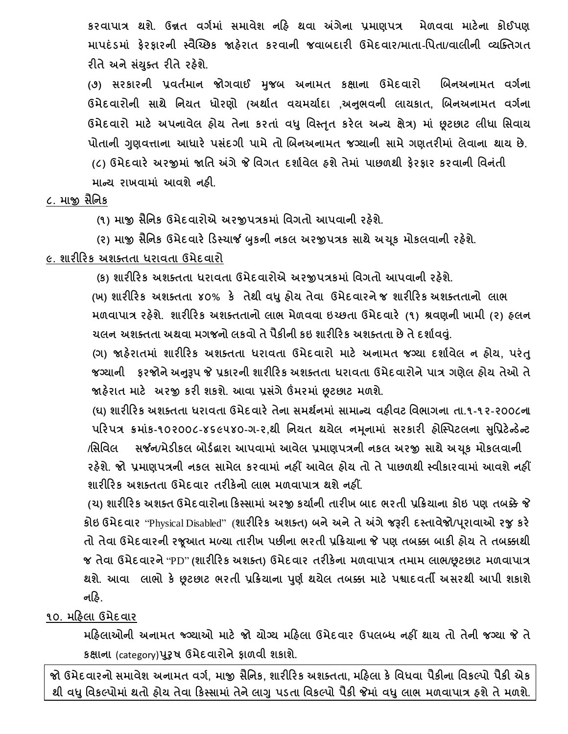કરવાપાત્ર થશે. ઉન્નત વર્ગમાં સમાવેશ નહિ થવા અંગેના પ્રમાણપત્ર મેળવવા માટેના કોઈપણ માપદંડમાં ફેરફારની સ્વૈચ્છિક જાહેરાત કરવાની જવાબદારી ઉમેદવાર/માતા-પિતા/વાલીની વ્યક્તિગત રીતે અને સંયુક્ત રીતે રહેશે.

(૭) સરકારની પ્રવર્તમાન જોગવાઈ મુજબ અનામત કક્ષાના ઉમેદવારો બિનઅનામત વર્ગના ઉમેદવારોની સાથે નિયત ધોરણો (અર્થાત વયમર્યાદા ,અનુભવની લાયકાત, બિનઅનામત વર્ગના ઉમેદવારો માટે અપનાવેલ હોય તેના કરતાં વધુ વિસ્તૃત કરેલ અન્ય ક્ષેત્ર) માં છૂટછાટ લીધા સિવાય પોતાની ગુણવત્તાના આધારે પસંદગી પામે તો બિનઅનામત જગ્યાની સામે ગણતરીમાં લેવાના થાય છે.

(૮) ઉમેદવારે અરજીમાં જાતિ અંગે જે વિગત દર્શાવેલ હશે તેમાં પાછળથી ફેરફાર કરવાની વિનંતી માન્ય રાખવામાં આવશે નહી.

## ૮. માજી સૈનિક

(૧) માજી સૈનિક ઉમેદવારોએ અરજીપત્રકમાં વિગતો આપવાની રહેશે.

(૨) માજી સૈનિક ઉમેદવારે ડિસ્ચાર્જ બુકની નકલ અરજીપત્રક સાથે અચૂક મોકલવાની રહેશે.

## ૯. શારીરિક અશક્તતા ધરાવતા ઉમેદવારો

(ક) શારીરિક અશક્તતા ધરાવતા ઉમેદવારોએ અરજીપત્રકમાં વિગતો આપવાની રહેશે.

(ખ) શારીરિક અશક્તતા ૪૦% કે તેથી વધુ હોય તેવા ઉમેદવારને જ શારીરિક અશક્તતાનો લાભ મળવાપાત્ર રહેશે. શારીરિક અશક્તતાનો લાભ મેળવવા ઇચ્છતા ઉમેદવારે (૧) શ્રવણની ખામી (૨) હલન ચલન અશક્તતા અથવા મગજનો લકવો તે પૈકીની કઇ શારીરિક અશક્તતા છે તે દર્શાવવું.

(ગ) જાહેરાતમાં શારીરિક અશક્તતા ધરાવતા ઉમેદવારો માટે અનામત જગ્યા દર્શાવેલ ન હોય, પરંતુ જગ્યાની ફરજોને અનુરૂપ જે પ્રકારની શારીરિક અશક્તતા ધરાવતા ઉમેદવારોને પાત્ર ગણેલ હોય તેઓ તે જાહેરાત માટે અરજી કરી શકશે. આવા પ્રસંગે ઉંમરમાં છૂટછાટ મળશે.

(ઘ) શારીરિક અશક્તતા ધરાવતા ઉમેદવારે તેના સમર્થનમાં સામાન્ય વહીવટ વિભાગના તા.૧-૧૨-૨૦૦૮ના પરિપત્ર ક્રમાંક-૧૦૨૦૦૮-૪૬૯૫૪૦-ગ-૨,થી નિયત થયેલ નમૂનામાં સરકારી હોસ્પિટલના સુપ્રિટેન્ડેન્ટ /સિવિલ સર્જન/મેડીકલ બોર્ડદ્વારા આપવામાં આવેલ પ્રમાણપત્રની નકલ અરજી સાથે અચૂક મોકલવાની રહેશે. જો પ્રમાણપત્રની નકલ સામેલ કરવામાં નહીં આવેલ હોય તો તે પાછળથી સ્વીકારવામાં આવશે નહીં શારીરિક અશક્તતા ઉમેદવાર તરીકેનો લાભ મળવાપાત્ર થશે નહીં.

(ચ) શારીરિક અશક્ત ઉમેદવારોના કિસ્સામાં અરજી કર્યાની તારીખ બાદ ભરતી પ્રક્રિયાના કોઇ પણ તબક્કે જે કોઇ ઉમેદવાર "Physical Disabled" (શારીરિક અશક્ત) બને અને તે અંગે જરૂરી દસ્તાવેજો/પૂરાવાઓ રજુ કરે તો તેવા ઉમેદવારની રજૂઆત મળ્યા તારીખ પછીના ભરતી પ્રક્રિયાના જે પણ તબક્કા બાકી હોય તે તબક્કાથી જ તેવા ઉમેદવારને "PD" (શારીરિક અશક્ત) ઉમેદવાર તરીકેના મળવાપાત્ર તમામ લાભ/છૂટછાટ મળવાપાત્ર થશે. આવા લાભો કે છૂટછાટ ભરતી પ્રક્રિયાના પુર્ણ થયેલ તબક્કા માટે પશ્વાદવર્તી અસરથી આપી શકાશે નહિ.

## ૧૦. મહિલા ઉમેદવાર

મહિલાઓની અનામત જગ્યાઓ માટે જો યોગ્ય મહિલા ઉમેદવાર ઉપલબ્ધ નહીં થાય તો તેની જગ્યા જે તે કક્ષાના (category)પુરૂષ ઉમેદવારોને ફાળવી શકાશે.

**જો ઉમેદવારનો સમાવેશ અનામત વર્ગ, માજી સૈનિક, શારીરિક અશક્તતા, મહિલા કે વિધવા પૈકીના વિકલ્પો પૈકી એક થી વધુ વિકલ્પોમાં થતો હોય તેવા કિસ્સામાં તેને લાગુ પડતા વિકલ્પો પૈકી જેમાં વધુ લાભ મળવાપાત્ર હશે તે મળશે.**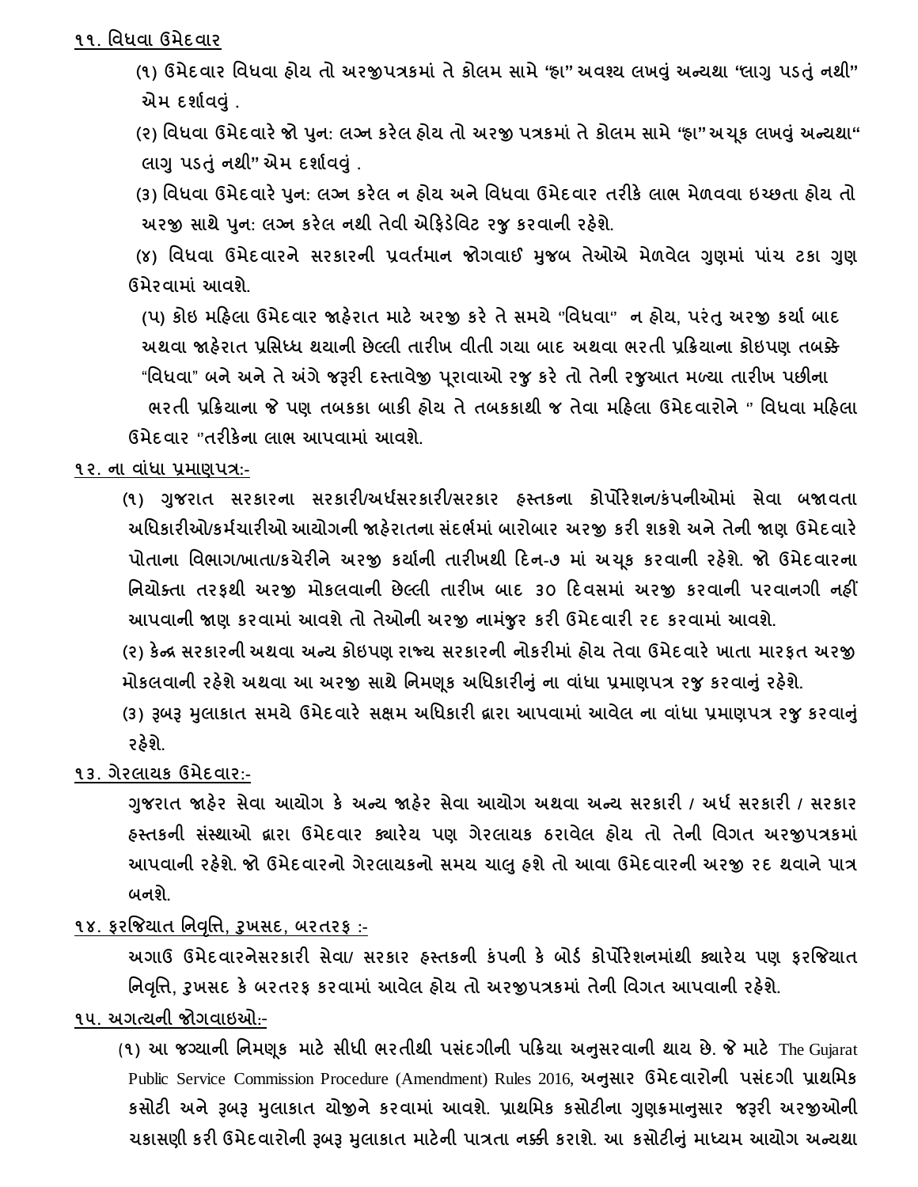**૧૧. વિધવા ઉમેદવાર**

(૧) ઉમેદવાર વિધવા હોય તો અરજીપત્રકમાં તે કોલમ સામે "હા" અવશ્ય લખવું અન્યથા "લાગુ પડતું નથી" એમ દર્શાવવું .

(૨) વિધવા ઉમેદવારે જો પુન: લગ્ન કરેલ હોય તો અરજી પત્રકમાં તે કોલમ સામે "હા" અચૂક લખવું અન્યથા" લાગુ પડતું નથી" એમ દર્શાવવું .

(૩) વિધવા ઉમેદવારે પુન: લગ્ન કરેલ ન હોય અને વિધવા ઉમેદવાર તરીકે લાભ મેળવવા ઇચ્છતા હોય તો અરજી સાથે પુન: લગ્ન કરેલ નથી તેવી એફિડેવિટ રજુ કરવાની રહેશે.

(૪) વિધવા ઉમેદવારને સરકારની પ્રવર્તમાન જોગવાઈ મુજબ તેઓએ મેળવેલ ગુણમાં પાંચ ટકા ગુણ ઉમેરવામાં આવશે.

(૫) કોઇ મહિલા ઉમેદવાર જાહેરાત માટે અરજી કરે તે સમયે "વિધવા" ન હોય, પરંતુ અરજી કર્યા બાદ અથવા જાહેરાત પ્રસિધ્ધ થયાની છેલ્લી તારીખ વીતી ગયા બાદ અથવા ભરતી પ્રક્રિયાના કોઇપણ તબક્કે "વિધવા" બને અને તે અંગે જરૂરી દસ્તાવેજી પૂરાવાઓ રજુ કરે તો તેની રજૂઆત મળ્યા તારીખ પછીના ભરતી પ્રક્રિયાના જે પણ તબકકા બાકી હોય તે તબકકાથી જ તેવા મહિલા ઉમેદવારોને " વિધવા મહિલા ઉમેદવાર "તરીકેના લાભ આપવામાં આવશે.

**૧૨. ના વાંધા પ્રમાણપત્ર:-**

(૧) ગુજરાત સરકારના સરકારી/અર્ધસરકારી/સરકાર હસ્તકના કોર્પોરેશન/કંપનીઓમાં સેવા બજાવતા અધિકારીઓ/કર્મચારીઓ આયોગની જાહેરાતના સંદર્ભમાં બારોબાર અરજી કરી શકશે અને તેની જાણ ઉમેદવારે પોતાના વિભાગ/ખાતા/કચેરીને અરજી કર્યાની તારીખથી દિન-૭ માં અચૂક કરવાની રહેશે. જો ઉમેદવારના નિયોક્તા તરફથી અરજી મોકલવાની છેલ્લી તારીખ બાદ ૩૦ દિવસમાં અરજી કરવાની પરવાનગી નહીં આપવાની જાણ કરવામાં આવશે તો તેઓની અરજી નામંજુર કરી ઉમેદવારી રદ કરવામાં આવશે.

(૨) કેન્દ્ર સરકારની અથવા અન્ય કોઇપણ રાજ્ય સરકારની નોકરીમાં હોય તેવા ઉમેદવારે ખાતા મારફત અરજી મોકલવાની રહેશે અથવા આ અરજી સાથે નિમણૂક અધિકારીનું ના વાંધા પ્રમાણપત્ર રજુ કરવાનું રહેશે.

(૩) રૂબરૂ મુલાકાત સમયે ઉમેદવારે સક્ષમ અધિકારી દ્વારા આપવામાં આવેલ ના વાંધા પ્રમાણપત્ર રજુ કરવાનું રહેશે.

**૧૩. ગેરલાયક ઉમેદવાર:-**

ગુજરાત જાહેર સેવા આયોગ કે અન્ય જાહેર સેવા આયોગ અથવા અન્ય સરકારી / અર્ધ સરકારી / સરકાર હસ્તકની સંસ્થાઓ દ્વારા ઉમેદવાર ક્યારેય પણ ગેરલાયક ઠરાવેલ હોય તો તેની વિગત અરજીપત્રકમાં આપવાની રહેશે. જો ઉમેદવારનો ગેરલાયકનો સમય ચાલુ હશે તો આવા ઉમેદવારની અરજી રદ થવાને પાત્ર બનશે.

**૧૪. ફરજિયાત નિવૃત્તિ, રુખસદ, બરતરફ :-**

અગાઉ ઉમેદવારનેસરકારી સેવા/ સરકાર હસ્તકની કંપની કે બોર્ડ કોર્પોરેશનમાંથી ક્યારેય પણ ફરજિયાત નિવૃત્તિ, રુખસદ કે બરતરફ કરવામાં આવેલ હોય તો અરજીપત્રકમાં તેની વિગત આપવાની રહેશે.

**૧૫. અગત્યની જોગવાઇઓ:-**

(૧) આ જગ્યાની નિમણૂક માટે સીધી ભરતીથી પસંદગીની પક્રિયા અનુસરવાની થાય છે. જે માટે The Gujarat Public Service Commission Procedure (Amendment) Rules 2016, અનુસાર ઉમેદવારોની પસંદગી પ્રાથમિક કસોટી અને રૂબરૂ મુલાકાત યોજીને કરવામાં આવશે. પ્રાથમિક કસોટીના ગુણક્રમાનુસાર જરૂરી અરજીઓની ચકાસણી કરી ઉમેદવારોની રૂબરૂ મુલાકાત માટેની પાત્રતા નક્કી કરાશે. આ કસોટીનું માધ્યમ આયોગ અન્યથા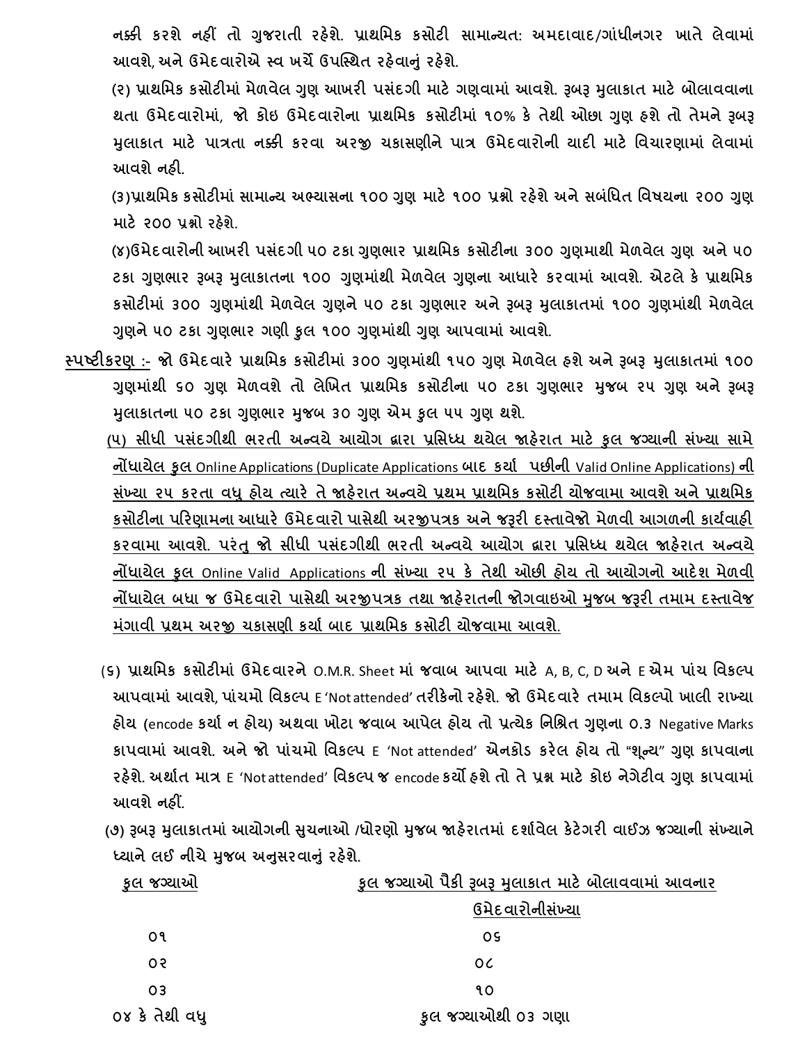નક્કી કરશે નહીં તો ગુજરાતી રહેશે. પ્રાથમિક કસોટી સામાન્યત: અમદાવાદ/ગાંધીનગર ખાતે લેવામાં આવશે, અને ઉમેદવારોએ સ્વ ખર્ચે ઉપસ્થિત રહેવાનું રહેશે.

(૨) પ્રાથમિક કસોટીમાં મેળવેલ ગુણ આખરી પસંદગી માટે ગણવામાં આવશે. રૂબરૂ મુલાકાત માટે બોલાવવાના થતા ઉમેદવારોમાં, જો કોઇ ઉમેદવારોના પ્રાથમિક કસોટીમાં ૧૦% કે તેથી ઓછા ગુણ હશે તો તેમને રૂબરૂ મુલાકાત માટે પાત્રતા નક્કી કરવા અરજી ચકાસણીને પાત્ર ઉમેદવારોની યાદી માટે વિચારણામાં લેવામાં આવશે નહી.

(૩)પ્રાથમિક કસોટીમાં સામાન્ય અભ્યાસના ૧૦૦ ગુણ માટે ૧૦૦ પ્રશ્નો રહેશે અને સબંધિત વિષયના ૨૦૦ ગુણ માટે ૨૦૦ પ્રશ્નો રહેશે.

(૪)ઉમેદવારોની આખરી પસંદગી ૫૦ ટકા ગુણભાર પ્રાથમિક કસોટીના ૩૦૦ ગુણમાથી મેળવેલ ગુણ અને ૫૦ ટકા ગુણભાર રૂબરૂ મુલાકાતના ૧૦૦ ગુણમાંથી મેળવેલ ગુણના આધારે કરવામાં આવશે. એટલે કે પ્રાથમિક કસોટીમાં ૩૦૦ ગુણમાંથી મેળવેલ ગુણને ૫૦ ટકા ગુણભાર અને રૂબરૂ મુલાકાતમાં ૧૦૦ ગુણમાંથી મેળવેલ ગુણને ૫૦ ટકા ગુણભાર ગણી કુલ ૧૦૦ ગુણમાંથી ગુણ આપવામાં આવશે.

<u>સ્પષ્ટીકરણ :-</u> જો ઉમેદવારે પ્રાથમિક કસોટીમાં ૩૦૦ ગુણમાંથી ૧૫૦ ગુણ મેળવેલ હશે અને રૂબરૂ મુલાકાતમાં ૧૦૦ ગુણમાંથી ૬૦ ગુણ મેળવશે તો લેખિત પ્રાથમિક કસોટીના ૫૦ ટકા ગુણભાર મુજબ ૨૫ ગુણ અને રૂબરૂ મુલાકાતના ૫૦ ટકા ગુણભાર મુજબ ૩૦ ગુણ એમ કુલ ૫૫ ગુણ થશે.

<u>(૫) સીધી પસંદગીથી ભરતી અન્વયે આયોગ દ્વારા પ્રસિધ્ધ થયેલ જાહેરાત માટે કુલ જગ્યાની સંખ્યા સામે નોંધાયેલ કુલ Online Applications (Duplicate Applications બાદ કર્યા પછીની Valid Online Applications) ની સંખ્યા ૨૫ કરતા વધુ હોય ત્યારે તે જાહેરાત અન્વયે પ્રથમ પ્રાથમિક કસોટી યોજવામા આવશે અને પ્રાથમિક કસોટીના પરિણામના આધારે ઉમેદવારો પાસેથી અરજીપત્રક અને જરૂરી દસ્તાવેજો મેળવી આગળની કાર્યવાહી કરવામા આવશે. પરંતુ જો સીધી પસંદગીથી ભરતી અન્વયે આયોગ દ્વારા પ્રસિધ્ધ થયેલ જાહેરાત અન્વયે નોંધાયેલ કુલ Online Valid Applications ની સંખ્યા ૨૫ કે તેથી ઓછી હોય તો આયોગનો આદેશ મેળવી નોંધાયેલ બધા જ ઉમેદવારો પાસેથી અરજીપત્રક તથા જાહેરાતની જોગવાઇઓ મુજબ જરૂરી તમામ દસ્તાવેજ મંગાવી પ્રથમ અરજી ચકાસણી કર્યા બાદ પ્રાથમિક કસોટી યોજવામા આવશે.</u>

(૬) પ્રાથમિક કસોટીમાં ઉમેદવારને O.M.R. Sheet માં જવાબ આપવા માટે A, B, C, D અને E એમ પાંચ વિકલ્પ આપવામાં આવશે, પાંચમો વિકલ્પ E 'Not attended' તરીકેનો રહેશે. જો ઉમેદવારે તમામ વિકલ્પો ખાલી રાખ્યા હોય (encode કર્યા ન હોય) અથવા ખોટા જવાબ આપેલ હોય તો પ્રત્યેક નિશ્રિત ગુણના 0.3 Negative Marks કાપવામાં આવશે. અને જો પાંચમો વિકલ્પ E 'Not attended' એનકોડ કરેલ હોય તો "શૂન્ય" ગુણ કાપવાના રહેશે. અર્થાત માત્ર E 'Not attended' વિકલ્પ જ encode કર્યો હશે તો તે પ્રશ્ન માટે કોઇ નેગેટીવ ગુણ કાપવામાં આવશે નહીં.

(૭) રૂબરૂ મુલાકાતમાં આયોગની સુચનાઓ /ધોરણો મુજબ જાહેરાતમાં દર્શાવેલ કેટેગરી વાઈઝ જગ્યાની સંખ્યાને ધ્યાને લઈ નીચે મુજબ અનુસરવાનું રહેશે.

| કુલ જગ્યાઓ | કુલ જગ્યાઓ પૈકી રૂબરૂ મુલાકાત માટે બોલાવવામાં આવનાર ઉમેદવારોનીસંખ્યા |
|---|---|
| ૦૧ | ૦૬ |
| ૦૨ | ૦૮ |
| ૦૩ | ૧૦ |
| ૦૪ કે તેથી વધુ | કુલ જગ્યાઓથી ૦૩ ગણા |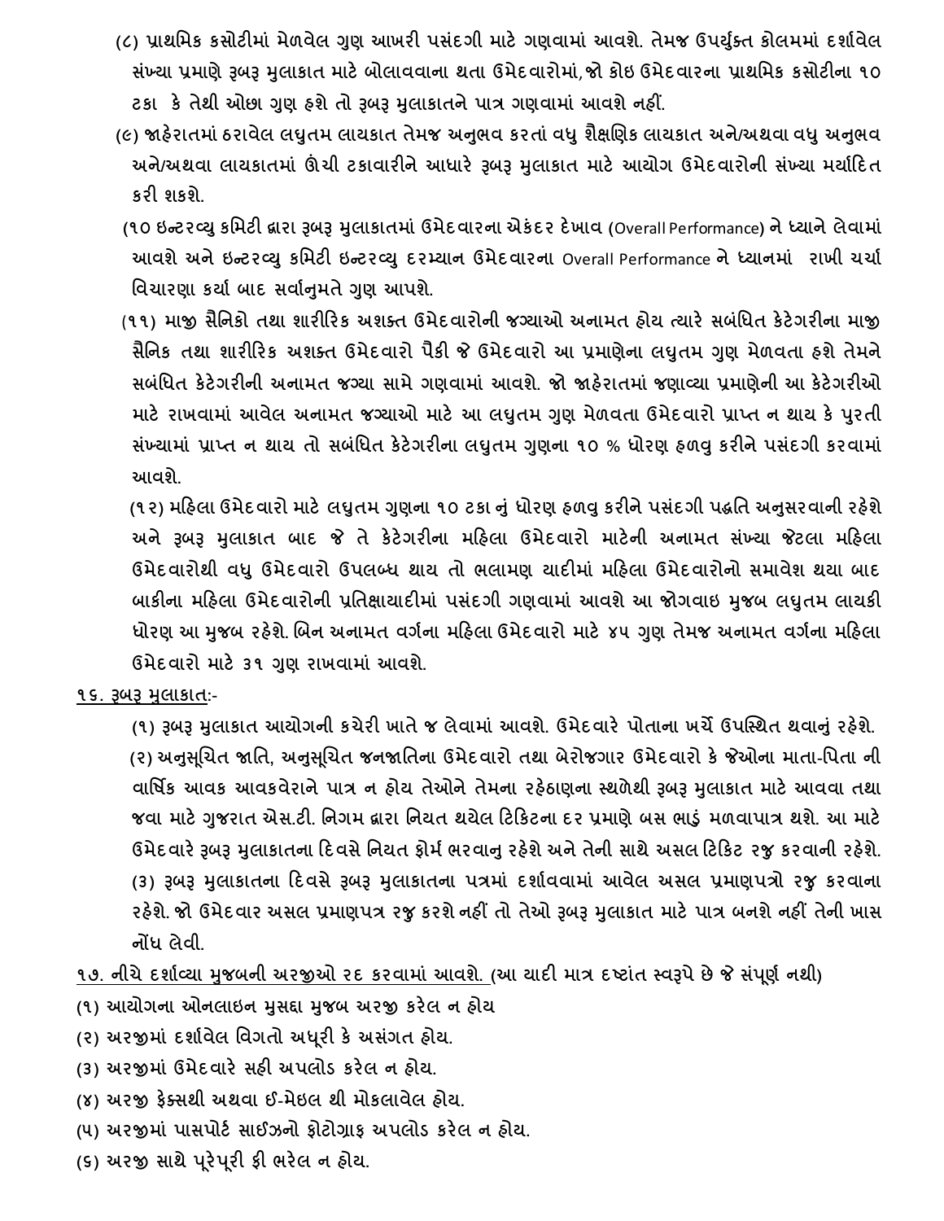(૮) પ્રાથમિક કસોટીમાં મેળવેલ ગુણ આખરી પસંદગી માટે ગણવામાં આવશે. તેમજ ઉપર્યુક્ત કોલમમાં દર્શાવેલ સંખ્યા પ્રમાણે રૂબરૂ મુલાકાત માટે બોલાવવાના થતા ઉમેદવારોમાં, જો કોઇ ઉમેદવારના પ્રાથમિક કસોટીના ૧૦ ટકા કે તેથી ઓછા ગુણ હશે તો રૂબરૂ મુલાકાતને પાત્ર ગણવામાં આવશે નહીં.

(૯) જાહેરાતમાં ઠરાવેલ લઘુતમ લાયકાત તેમજ અનુભવ કરતાં વધુ શૈક્ષણિક લાયકાત અને/અથવા વધુ અનુભવ અને/અથવા લાયકાતમાં ઊંચી ટકાવારીને આધારે રૂબરૂ મુલાકાત માટે આયોગ ઉમેદવારોની સંખ્યા મર્યાદિત કરી શકશે.

(૧૦ ઇન્ટરવ્યુ કમિટી દ્વારા રૂબરૂ મુલાકાતમાં ઉમેદવારના એકંદર દેખાવ (Overall Performance) ને ધ્યાને લેવામાં આવશે અને ઇન્ટરવ્યુ કમિટી ઇન્ટરવ્યુ દરમ્યાન ઉમેદવારના Overall Performance ને ધ્યાનમાં રાખી ચર્ચા વિચારણા કર્યા બાદ સર્વાનુમતે ગુણ આપશે.

(૧૧) માજી સૈનિકો તથા શારીરિક અશક્ત ઉમેદવારોની જગ્યાઓ અનામત હોય ત્યારે સબંધિત કેટેગરીના માજી સૈનિક તથા શારીરિક અશક્ત ઉમેદવારો પૈકી જે ઉમેદવારો આ પ્રમાણેના લઘુતમ ગુણ મેળવતા હશે તેમને સબંધિત કેટેગરીની અનામત જગ્યા સામે ગણવામાં આવશે. જો જાહેરાતમાં જણાવ્યા પ્રમાણેની આ કેટેગરીઓ માટે રાખવામાં આવેલ અનામત જગ્યાઓ માટે આ લઘુતમ ગુણ મેળવતા ઉમેદવારો પ્રાપ્ત ન થાય કે પુરતી સંખ્યામાં પ્રાપ્ત ન થાય તો સબંધિત કેટેગરીના લઘુતમ ગુણના ૧૦ % ધોરણ હળવુ કરીને પસંદગી કરવામાં આવશે.

(૧૨) મહિલા ઉમેદવારો માટે લઘુતમ ગુણના ૧૦ ટકા નું ધોરણ હળવુ કરીને પસંદગી પદ્ધતિ અનુસરવાની રહેશે અને રૂબરૂ મુલાકાત બાદ જે તે કેટેગરીના મહિલા ઉમેદવારો માટેની અનામત સંખ્યા જેટલા મહિલા ઉમેદવારોથી વધુ ઉમેદવારો ઉપલબ્ધ થાય તો ભલામણ યાદીમાં મહિલા ઉમેદવારોનો સમાવેશ થયા બાદ બાકીના મહિલા ઉમેદવારોની પ્રતિક્ષાયાદીમાં પસંદગી ગણવામાં આવશે આ જોગવાઇ મુજબ લઘુતમ લાયકી ધોરણ આ મુજબ રહેશે. બિન અનામત વર્ગના મહિલા ઉમેદવારો માટે ૪૫ ગુણ તેમજ અનામત વર્ગના મહિલા ઉમેદવારો માટે ૩૧ ગુણ રાખવામાં આવશે.

**૧૬. રૂબરૂ મુલાકાત:-**

(૧) રૂબરૂ મુલાકાત આયોગની કચેરી ખાતે જ લેવામાં આવશે. ઉમેદવારે પોતાના ખર્ચે ઉપસ્થિત થવાનું રહેશે.

(૨) અનુસૂચિત જાતિ, અનુસૂચિત જનજાતિના ઉમેદવારો તથા બેરોજગાર ઉમેદવારો કે જેઓના માતા-પિતા ની વાર્ષિક આવક આવકવેરાને પાત્ર ન હોય તેઓને તેમના રહેઠાણના સ્થળેથી રૂબરૂ મુલાકાત માટે આવવા તથા જવા માટે ગુજરાત એસ.ટી. નિગમ દ્વારા નિયત થયેલ ટિકિટના દર પ્રમાણે બસ ભાડું મળવાપાત્ર થશે. આ માટે ઉમેદવારે રૂબરૂ મુલાકાતના દિવસે નિયત ફોર્મ ભરવાનુ રહેશે અને તેની સાથે અસલ ટિકિટ રજુ કરવાની રહેશે.

(૩) રૂબરૂ મુલાકાતના દિવસે રૂબરૂ મુલાકાતના પત્રમાં દર્શાવવામાં આવેલ અસલ પ્રમાણપત્રો રજુ કરવાના રહેશે. જો ઉમેદવાર અસલ પ્રમાણપત્ર રજુ કરશે નહીં તો તેઓ રૂબરૂ મુલાકાત માટે પાત્ર બનશે નહીં તેની ખાસ નોંધ લેવી.

**૧૭. નીચે દર્શાવ્યા મુજબની અરજીઓ રદ કરવામાં આવશે.** (આ યાદી માત્ર દ્દષ્ટાંત સ્વરૂપે છે જે સંપૂર્ણ નથી)

(૧) આયોગના ઓનલાઇન મુસદ્દા મુજબ અરજી કરેલ ન હોય

(૨) અરજીમાં દર્શાવેલ વિગતો અધૂરી કે અસંગત હોય.

(૩) અરજીમાં ઉમેદવારે સહી અપલોડ કરેલ ન હોય.

(૪) અરજી ફેક્સથી અથવા ઈ-મેઇલ થી મોકલાવેલ હોય.

(૫) અરજીમાં પાસપોર્ટ સાઈઝનો ફોટોગ્રાફ અપલોડ કરેલ ન હોય.

(૬) અરજી સાથે પૂરેપૂરી ફી ભરેલ ન હોય.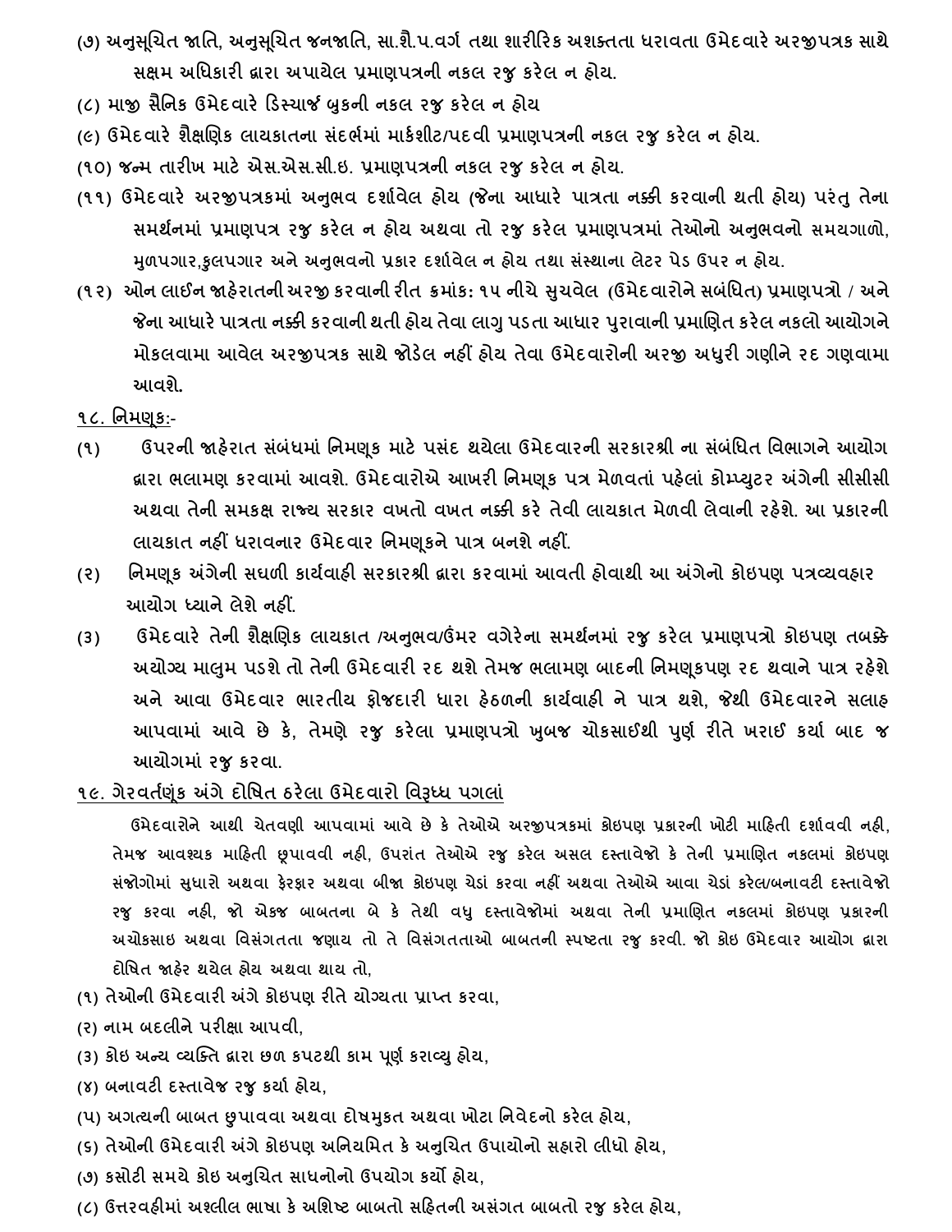(૭) અનુસૂચિત જાતિ, અનુસૂચિત જનજાતિ, સા.શૈ.પ.વર્ગ તથા શારીરિક અશક્તતા ધરાવતા ઉમેદવારે અરજીપત્રક સાથે સક્ષમ અધિકારી દ્વારા અપાયેલ પ્રમાણપત્રની નકલ રજુ કરેલ ન હોય.

(૮) માજી સૈનિક ઉમેદવારે ડિસ્ચાર્જ બુકની નકલ રજુ કરેલ ન હોય

(૯) ઉમેદવારે શૈક્ષણિક લાયકાતના સંદર્ભમાં માર્કશીટ/પદવી પ્રમાણપત્રની નકલ રજુ કરેલ ન હોય.

(૧૦) જન્મ તારીખ માટે એસ.એસ.સી.ઇ. પ્રમાણપત્રની નકલ રજુ કરેલ ન હોય.

(૧૧) ઉમેદવારે અરજીપત્રકમાં અનુભવ દર્શાવેલ હોય (જેના આધારે પાત્રતા નક્કી કરવાની થતી હોય) પરંતુ તેના સમર્થનમાં પ્રમાણપત્ર રજુ કરેલ ન હોય અથવા તો રજુ કરેલ પ્રમાણપત્રમાં તેઓનો અનુભવનો સમયગાળો, મુળપગાર,કુલપગાર અને અનુભવનો પ્રકાર દર્શાવેલ ન હોય તથા સંસ્થાના લેટર પેડ ઉપર ન હોય.

(૧૨) ઓન લાઈન જાહેરાતની અરજી કરવાની રીત ક્રમાંક: ૧૫ નીચે સુચવેલ (ઉમેદવારોને સબંધિત) પ્રમાણપત્રો / અને જેના આધારે પાત્રતા નક્કી કરવાની થતી હોય તેવા લાગુ પડતા આધાર પુરાવાની પ્રમાણિત કરેલ નકલો આયોગને મોકલવામા આવેલ અરજીપત્રક સાથે જોડેલ નહીં હોય તેવા ઉમેદવારોની અરજી અધુરી ગણીને રદ ગણવામા આવશે.

## ૧૮. નિમણુક:-

(૧) ઉપરની જાહેરાત સંબંધમાં નિમણૂક માટે પસંદ થયેલા ઉમેદવારની સરકારશ્રી ના સંબંધિત વિભાગને આયોગ દ્વારા ભલામણ કરવામાં આવશે. ઉમેદવારોએ આખરી નિમણૂક પત્ર મેળવતાં પહેલાં કોમ્પ્યુટર અંગેની સીસીસી અથવા તેની સમકક્ષ રાજ્ય સરકાર વખતો વખત નક્કી કરે તેવી લાયકાત મેળવી લેવાની રહેશે. આ પ્રકારની લાયકાત નહીં ધરાવનાર ઉમેદવાર નિમણૂકને પાત્ર બનશે નહીં.

(૨) નિમણૂક અંગેની સઘળી કાર્યવાહી સરકારશ્રી દ્વારા કરવામાં આવતી હોવાથી આ અંગેનો કોઇપણ પત્રવ્યવહાર આયોગ ધ્યાને લેશે નહીં.

(૩) ઉમેદવારે તેની શૈક્ષણિક લાયકાત /અનુભવ/ઉંમર વગેરેના સમર્થનમાં રજુ કરેલ પ્રમાણપત્રો કોઇપણ તબક્કે અયોગ્ય માલુમ પડશે તો તેની ઉમેદવારી રદ થશે તેમજ ભલામણ બાદની નિમણૂકપણ રદ થવાને પાત્ર રહેશે અને આવા ઉમેદવાર ભારતીય ફોજદારી ધારા હેઠળની કાર્યવાહી ને પાત્ર થશે, જેથી ઉમેદવારને સલાહ આપવામાં આવે છે કે, તેમણે રજુ કરેલા પ્રમાણપત્રો ખુબજ ચોકસાઈથી પુર્ણ રીતે ખરાઈ કર્યા બાદ જ આયોગમાં રજુ કરવા.

## ૧૯. ગેરવર્તણૂંક અંગે દોષિત ઠરેલા ઉમેદવારો વિરૂધ્ધ પગલાં

ઉમેદવારોને આથી ચેતવણી આપવામાં આવે છે કે તેઓએ અરજીપત્રકમાં કોઇપણ પ્રકારની ખોટી માહિતી દર્શાવવી નહી, તેમજ આવશ્યક માહિતી છૂપાવવી નહી, ઉપરાંત તેઓએ રજુ કરેલ અસલ દસ્તાવેજો કે તેની પ્રમાણિત નકલમાં કોઇપણ સંજોગોમાં સુધારો અથવા ફેરફાર અથવા બીજા કોઇપણ ચેડાં કરવા નહીં અથવા તેઓએ આવા ચેડાં કરેલ/બનાવટી દસ્તાવેજો રજુ કરવા નહી, જો એકજ બાબતના બે કે તેથી વધુ દસ્તાવેજોમાં અથવા તેની પ્રમાણિત નકલમાં કોઇપણ પ્રકારની અચોકસાઇ અથવા વિસંગતતા જણાય તો તે વિસંગતતાઓ બાબતની સ્પષ્ટતા રજુ કરવી. જો કોઇ ઉમેદવાર આયોગ દ્વારા દોષિત જાહેર થયેલ હોય અથવા થાય તો,

(૧) તેઓની ઉમેદવારી અંગે કોઇપણ રીતે યોગ્યતા પ્રાપ્ત કરવા,

(૨) નામ બદલીને પરીક્ષા આપવી,

(૩) કોઇ અન્ય વ્યક્તિ દ્વારા છળ કપટથી કામ પૂર્ણ કરાવ્યુ હોય,

(૪) બનાવટી દસ્તાવેજ રજુ કર્યા હોય,

(૫) અગત્યની બાબત છુપાવવા અથવા દોષમુકત અથવા ખોટા નિવેદનો કરેલ હોય,

(૬) તેઓની ઉમેદવારી અંગે કોઇપણ અનિયમિત કે અનુચિત ઉપાયોનો સહારો લીધો હોય,

(૭) કસોટી સમયે કોઇ અનુચિત સાધનોનો ઉપયોગ કર્યો હોય,

(૮) ઉત્તરવહીમાં અશ્લીલ ભાષા કે અશિષ્ટ બાબતો સહિતની અસંગત બાબતો રજુ કરેલ હોય,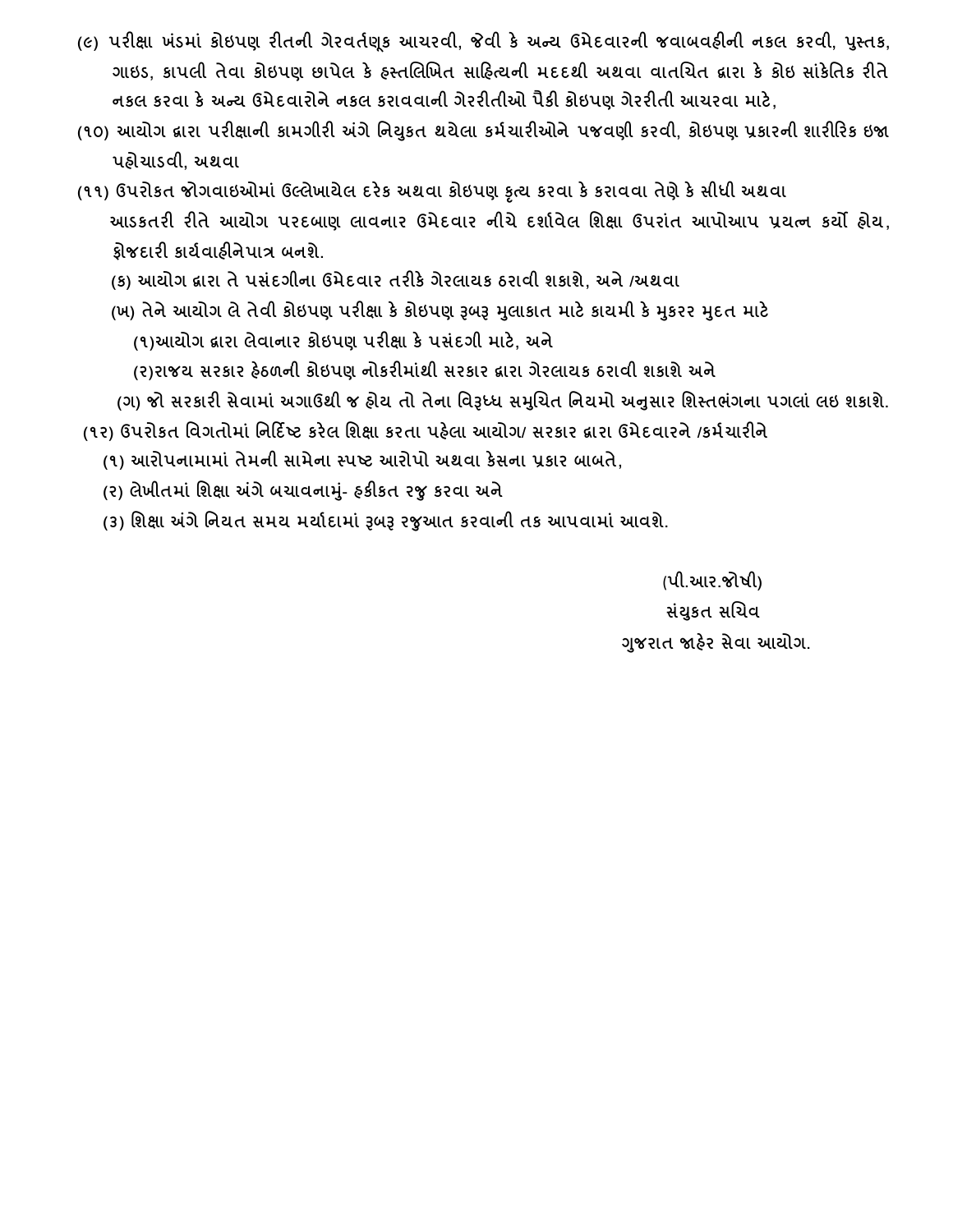(૯) પરીક્ષા ખંડમાં કોઇપણ રીતની ગેરવર્તણૂક આચરવી, જેવી કે અન્ય ઉમેદવારની જવાબવહીની નકલ કરવી, પુસ્તક, ગાઇડ, કાપલી તેવા કોઇપણ છાપેલ કે હસ્તલિખિત સાહિત્યની મદદથી અથવા વાતચિત દ્વારા કે કોઇ સાંકેતિક રીતે નકલ કરવા કે અન્ય ઉમેદવારોને નકલ કરાવવાની ગેરરીતીઓ પૈકી કોઇપણ ગેરરીતી આચરવા માટે,

(૧૦) આયોગ દ્વારા પરીક્ષાની કામગીરી અંગે નિયુકત થયેલા કર્મચારીઓને પજવણી કરવી, કોઇપણ પ્રકારની શારીરિક ઇજા પહોચાડવી, અથવા

(૧૧) ઉપરોકત જોગવાઇઓમાં ઉલ્લેખાયેલ દરેક અથવા કોઇપણ કૃત્ય કરવા કે કરાવવા તેણે કે સીધી અથવા આડકતરી રીતે આયોગ પરદબાણ લાવનાર ઉમેદવાર નીચે દર્શાવેલ શિક્ષા ઉપરાંત આપોઆપ પ્રયત્ન કર્યો હોય, ફોજદારી કાર્યવાહીનેપાત્ર બનશે.

(ક) આયોગ દ્વારા તે પસંદગીના ઉમેદવાર તરીકે ગેરલાયક ઠરાવી શકાશે, અને /અથવા

(ખ) તેને આયોગ લે તેવી કોઇપણ પરીક્ષા કે કોઇપણ રૂબરૂ મુલાકાત માટે કાયમી કે મુકરર મુદત માટે

(૧)આયોગ દ્વારા લેવાનાર કોઇપણ પરીક્ષા કે પસંદગી માટે, અને

(૨)રાજય સરકાર હેઠળની કોઇપણ નોકરીમાંથી સરકાર દ્વારા ગેરલાયક ઠરાવી શકાશે અને

(ગ) જો સરકારી સેવામાં અગાઉથી જ હોય તો તેના વિરૂધ્ધ સમુચિત નિયમો અનુસાર શિસ્તભંગના પગલાં લઇ શકાશે.

(૧૨) ઉપરોકત વિગતોમાં નિર્દિષ્ટ કરેલ શિક્ષા કરતા પહેલા આયોગ/ સરકાર દ્વારા ઉમેદવારને /કર્મચારીને

(૧) આરોપનામામાં તેમની સામેના સ્પષ્ટ આરોપો અથવા કેસના પ્રકાર બાબતે,

(૨) લેખીતમાં શિક્ષા અંગે બચાવનામું- હકીકત રજુ કરવા અને

(૩) શિક્ષા અંગે નિયત સમય મર્યાદામાં રૂબરૂ રજુઆત કરવાની તક આપવામાં આવશે.

(પી.આર.જોષી)
સંયુકત સચિવ
ગુજરાત જાહેર સેવા આયોગ.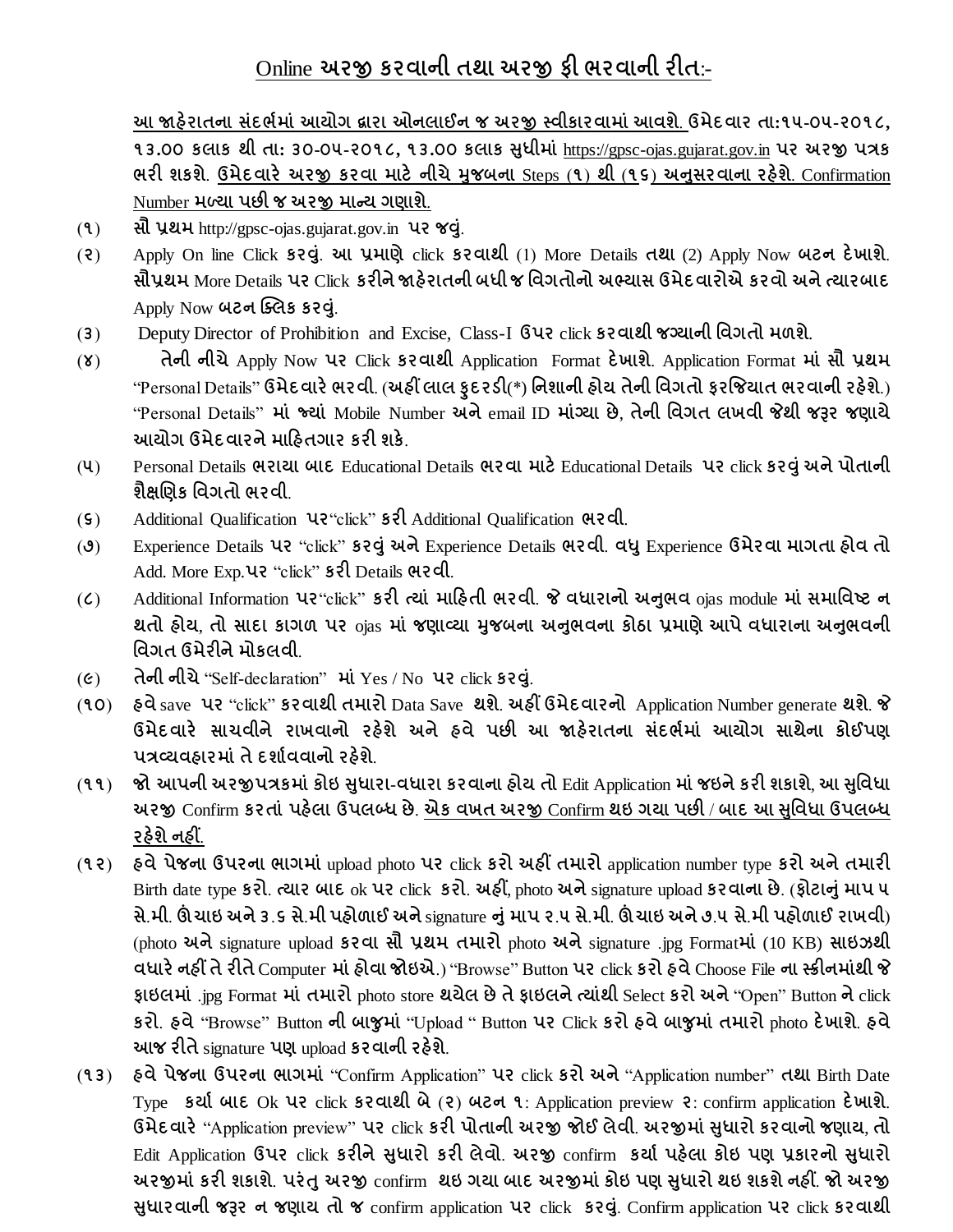# Online અરજી કરવાની તથા અરજી ફી ભરવાની રીત:-

**આ જાહેરાતના સંદર્ભમાં આયોગ દ્વારા ઓનલાઈન જ અરજી સ્વીકારવામાં આવશે. ઉમેદવાર તા:૧૫-૦૫-૨૦૧૮, ૧૩.૦૦ કલાક થી તા: ૩૦-૦૫-૨૦૧૮, ૧૩.૦૦ કલાક સુધીમાં https://gpsc-ojas.gujarat.gov.in પર અરજી પત્રક ભરી શકશે. ઉમેદવારે અરજી કરવા માટે નીચે મુજબના Steps (૧) થી (૧૬) અનુસરવાના રહેશે. Confirmation Number મળ્યા પછી જ અરજી માન્ય ગણાશે.**

(૧) **સૌ પ્રથમ** http://gpsc-ojas.gujarat.gov.in **પર જવું.**

(૨) Apply On line Click **કરવું. આ પ્રમાણે** click **કરવાથી** (1) More Details **તથા** (2) Apply Now **બટન દેખાશે. સૌપ્રથમ** More Details **પર** Click **કરીને જાહેરાતની બધી જ વિગતોનો અભ્યાસ ઉમેદવારોએ કરવો અને ત્યારબાદ** Apply Now **બટન ક્લિક કરવું.**

(૩) Deputy Director of Prohibition and Excise, Class-I **ઉપર** click **કરવાથી જગ્યાની વિગતો મળશે.**

(૪) **તેની નીચે** Apply Now **પર** Click **કરવાથી** Application Format **દેખાશે.** Application Format **માં સૌ પ્રથમ** "Personal Details" **ઉમેદવારે ભરવી. (અહીં લાલ ફુદરડી(*) નિશાની હોય તેની વિગતો ફરજિયાત ભરવાની રહેશે.)** "Personal Details" **માં જ્યાં** Mobile Number **અને** email ID **માંગ્યા છે, તેની વિગત લખવી જેથી જરૂર જણાયે આયોગ ઉમેદવારને માહિતગાર કરી શકે.**

(૫) Personal Details **ભરાયા બાદ** Educational Details **ભરવા માટે** Educational Details **પર** click **કરવું અને પોતાની શૈક્ષણિક વિગતો ભરવી.**

(૬) Additional Qualification **પર**"click" **કરી** Additional Qualification **ભરવી.**

(૭) Experience Details **પર** "click" **કરવું અને** Experience Details **ભરવી. વધુ** Experience **ઉમેરવા માગતા હોવ તો** Add. More Exp.**પર** "click" **કરી** Details **ભરવી.**

(૮) Additional Information **પર**"click" **કરી ત્યાં માહિતી ભરવી. જે વધારાનો અનુભવ** ojas module **માં સમાવિષ્ટ ન થતો હોય, તો સાદા કાગળ પર** ojas **માં જણાવ્યા મુજબના અનુભવના કોઠા પ્રમાણે આપે વધારાના અનુભવની વિગત ઉમેરીને મોકલવી.**

(૯) **તેની નીચે** "Self-declaration" **માં** Yes / No **પર** click **કરવું.**

(૧૦) **હવે** save **પર** "click" **કરવાથી તમારો** Data Save **થશે. અહીં ઉમેદવારનો** Application Number generate **થશે. જે ઉમેદવારે સાચવીને રાખવાનો રહેશે અને હવે પછી આ જાહેરાતના સંદર્ભમાં આયોગ સાથેના કોઈપણ પત્રવ્યવહારમાં તે દર્શાવવાનો રહેશે.**

(૧૧) **જો આપની અરજીપત્રકમાં કોઇ સુધારા-વધારા કરવાના હોય તો** Edit Application **માં જઇને કરી શકાશે, આ સુવિધા અરજી** Confirm **કરતાં પહેલા ઉપલબ્ધ છે. એક વખત અરજી Confirm થઇ ગયા પછી / બાદ આ સુવિધા ઉપલબ્ધ રહેશે નહીં.**

(૧૨) **હવે પેજના ઉપરના ભાગમાં** upload photo **પર** click **કરો અહીં તમારો** application number type **કરો અને તમારી** Birth date type **કરો. ત્યાર બાદ** ok **પર** click **કરો. અહીં,** photo **અને** signature upload **કરવાના છે. (ફોટાનું માપ ૫ સે.મી. ઊંચાઇ અને ૩.૬ સે.મી પહોળાઈ અને** signature **નું માપ ૨.૫ સે.મી. ઊંચાઇ અને ૭.૫ સે.મી પહોળાઈ રાખવી)** (photo **અને** signature upload **કરવા સૌ પ્રથમ તમારો** photo **અને** signature .jpg Format**માં** (10 KB) **સાઇઝથી વધારે નહીં તે રીતે** Computer **માં હોવા જોઇએ.)** "Browse" Button **પર** click **કરો હવે** Choose File **ના સ્ક્રીનમાંથી જે ફાઇલમાં** .jpg Format **માં તમારો** photo store **થયેલ છે તે ફાઇલને ત્યાંથી** Select **કરો અને** "Open" Button **ને** click **કરો. હવે** "Browse" Button **ની બાજુમાં** "Upload " Button **પર** Click **કરો હવે બાજુમાં તમારો** photo **દેખાશે. હવે આજ રીતે** signature **પણ** upload **કરવાની રહેશે.**

(૧૩) **હવે પેજના ઉપરના ભાગમાં** "Confirm Application" **પર** click **કરો અને** "Application number" **તથા** Birth Date Type **કર્યા બાદ** Ok **પર** click **કરવાથી બે (૨) બટન ૧:** Application preview **૨:** confirm application **દેખાશે. ઉમેદવારે** "Application preview" **પર** click **કરી પોતાની અરજી જોઈ લેવી. અરજીમાં સુધારો કરવાનો જણાય, તો** Edit Application **ઉપર** click **કરીને સુધારો કરી લેવો. અરજી** confirm **કર્યા પહેલા કોઇ પણ પ્રકારનો સુધારો અરજીમાં કરી શકાશે. પરંતુ અરજી** confirm **થઇ ગયા બાદ અરજીમાં કોઇ પણ સુધારો થઇ શકશે નહીં. જો અરજી સુધારવાની જરૂર ન જણાય તો જ** confirm application **પર** click **કરવું.** Confirm application **પર** click **કરવાથી**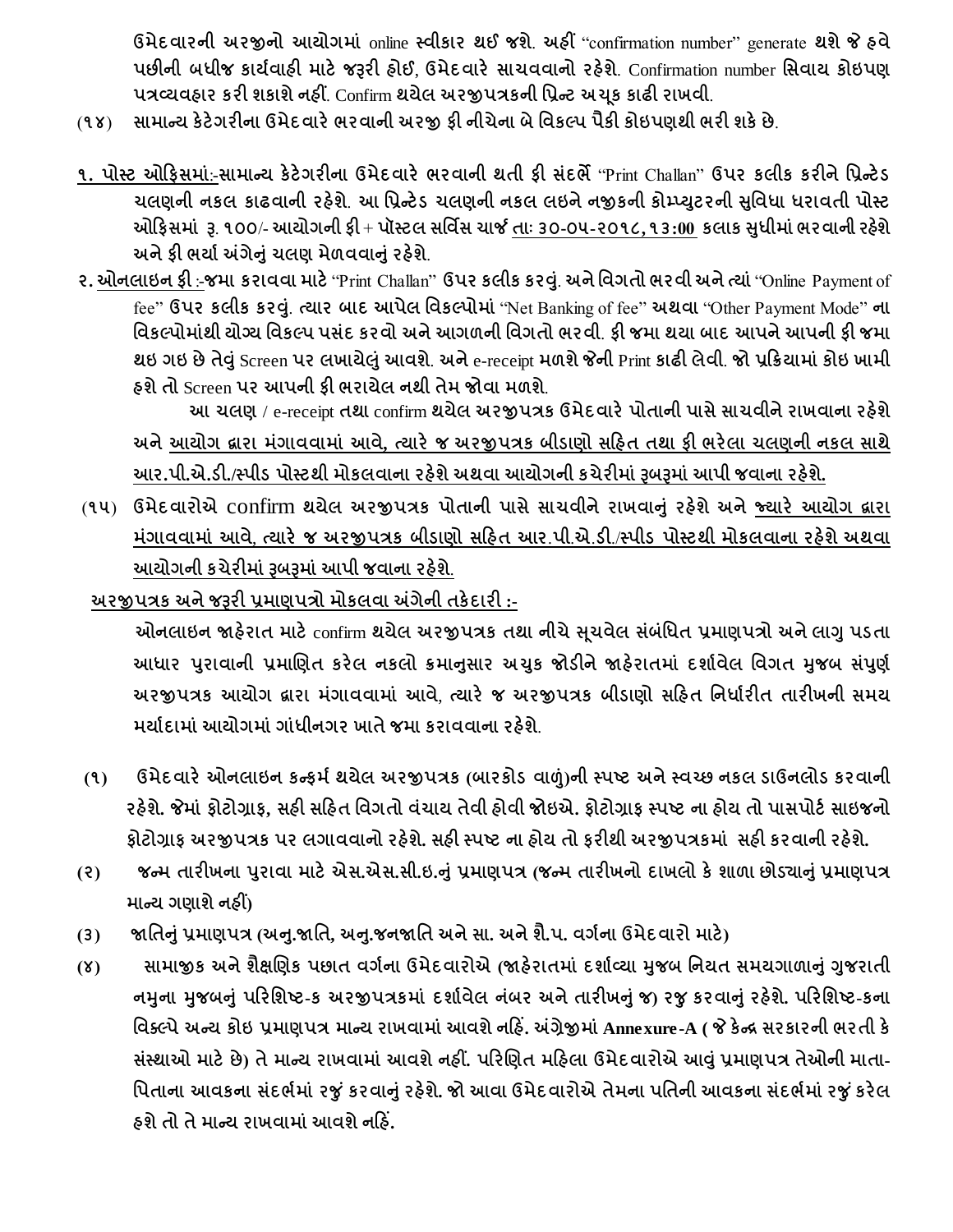**ઉમેદવારની અરજીનો આયોગમાં online સ્વીકાર થઈ જશે. અહીં "confirmation number" generate થશે જે હવે પછીની બધીજ કાર્યવાહી માટે જરૂરી હોઈ, ઉમેદવારે સાચવવાનો રહેશે. Confirmation number સિવાય કોઇપણ પત્રવ્યવહાર કરી શકાશે નહીં. Confirm થયેલ અરજીપત્રકની પ્રિન્ટ અચૂક કાઢી રાખવી.**

**(૧૪) સામાન્ય કેટેગરીના ઉમેદવારે ભરવાની અરજી ફી નીચેના બે વિકલ્પ પૈકી કોઇપણથી ભરી શકે છે.**

**૧. <u>પોસ્ટ ઓફિસમાં:-</u>સામાન્ય કેટેગરીના ઉમેદવારે ભરવાની થતી ફી સંદર્ભે "Print Challan" ઉપર કલીક કરીને પ્રિન્ટેડ ચલણની નકલ કાઢવાની રહેશે. આ પ્રિન્ટેડ ચલણની નકલ લઇને નજીકની કોમ્પ્યુટરની સુવિધા ધરાવતી પોસ્ટ ઓફિસમાં રૂ. ૧૦૦/- આયોગની ફી + પૉસ્ટલ સર્વિસ ચાર્જ <u>તાઃ ૩૦-૦૫-૨૦૧૮, ૧૩:૦૦</u> કલાક સુધીમાં ભરવાની રહેશે અને ફી ભર્યા અંગેનું ચલણ મેળવવાનું રહેશે.**

**૨. <u>ઓનલાઇન ફી :-</u>જમા કરાવવા માટે "Print Challan" ઉપર કલીક કરવું. અને વિગતો ભરવી અને ત્યાં "Online Payment of fee" ઉપર કલીક કરવું. ત્યાર બાદ આપેલ વિકલ્પોમાં "Net Banking of fee" અથવા "Other Payment Mode" ના વિકલ્પોમાંથી યોગ્ય વિકલ્પ પસંદ કરવો અને આગળની વિગતો ભરવી. ફી જમા થયા બાદ આપને આપની ફી જમા થઇ ગઇ છે તેવું Screen પર લખાયેલું આવશે. અને e-receipt મળશે જેની Print કાઢી લેવી. જો પ્રક્રિયામાં કોઇ ખામી હશે તો Screen પર આપની ફી ભરાયેલ નથી તેમ જોવા મળશે.**

**આ ચલણ / e-receipt તથા confirm થયેલ અરજીપત્રક ઉમેદવારે પોતાની પાસે સાચવીને રાખવાના રહેશે અને <u>આયોગ દ્વારા મંગાવવામાં આવે, ત્યારે જ અરજીપત્રક બીડાણો સહિત તથા ફી ભરેલા ચલણની નકલ સાથે આર.પી.એ.ડી./સ્પીડ પોસ્ટથી મોકલવાના રહેશે અથવા આયોગની કચેરીમાં રૂબરૂમાં આપી જવાના રહેશે.</u>**

**(૧૫) ઉમેદવારોએ confirm થયેલ અરજીપત્રક પોતાની પાસે સાચવીને રાખવાનું રહેશે અને <u>જ્યારે આયોગ દ્વારા મંગાવવામાં આવે, ત્યારે જ અરજીપત્રક બીડાણો સહિત આર.પી.એ.ડી./સ્પીડ પોસ્ટથી મોકલવાના રહેશે અથવા આયોગની કચેરીમાં રૂબરૂમાં આપી જવાના રહેશે.</u>**

**<u>અરજીપત્રક અને જરૂરી પ્રમાણપત્રો મોકલવા અંગેની તકેદારી :-</u>**

**ઓનલાઇન જાહેરાત માટે confirm થયેલ અરજીપત્રક તથા નીચે સૂચવેલ સંબંધિત પ્રમાણપત્રો અને લાગુ પડતા આધાર પુરાવાની પ્રમાણિત કરેલ નકલો ક્રમાનુસાર અચુક જોડીને જાહેરાતમાં દર્શાવેલ વિગત મુજબ સંપૂર્ણ અરજીપત્રક આયોગ દ્વારા મંગાવવામાં આવે, ત્યારે જ અરજીપત્રક બીડાણો સહિત નિર્ધારીત તારીખની સમય મર્યાદામાં આયોગમાં ગાંધીનગર ખાતે જમા કરાવવાના રહેશે.**

**(૧) ઉમેદવારે ઓનલાઇન કન્ફર્મ થયેલ અરજીપત્રક (બારકોડ વાળું)ની સ્પષ્ટ અને સ્વચ્છ નકલ ડાઉનલોડ કરવાની રહેશે. જેમાં ફોટોગ્રાફ, સહી સહિત વિગતો વંચાય તેવી હોવી જોઇએ. ફોટોગ્રાફ સ્પષ્ટ ના હોય તો પાસપોર્ટ સાઇજનો ફોટોગ્રાફ અરજીપત્રક પર લગાવવાનો રહેશે. સહી સ્પષ્ટ ના હોય તો ફરીથી અરજીપત્રકમાં સહી કરવાની રહેશે.**

**(૨) જન્મ તારીખના પુરાવા માટે એસ.એસ.સી.ઇ.નું પ્રમાણપત્ર (જન્મ તારીખનો દાખલો કે શાળા છોડ્યાનું પ્રમાણપત્ર માન્ય ગણાશે નહીં)**

**(૩) જાતિનું પ્રમાણપત્ર (અનુ.જાતિ, અનુ.જનજાતિ અને સા. અને શૈ.પ. વર્ગના ઉમેદવારો માટે)**

**(૪) સામાજીક અને શૈક્ષણિક પછાત વર્ગના ઉમેદવારોએ (જાહેરાતમાં દર્શાવ્યા મુજબ નિયત સમયગાળાનું ગુજરાતી નમુના મુજબનું પરિશિષ્ટ-ક અરજીપત્રકમાં દર્શાવેલ નંબર અને તારીખનું જ) રજુ કરવાનું રહેશે. પરિશિષ્ટ-કના વિકલ્પે અન્ય કોઇ પ્રમાણપત્ર માન્ય રાખવામાં આવશે નહિં. અંગ્રેજીમાં Annexure-A ( જે કેન્દ્ર સરકારની ભરતી કે સંસ્થાઓ માટે છે) તે માન્ય રાખવામાં આવશે નહીં. પરિણિત મહિલા ઉમેદવારોએ આવું પ્રમાણપત્ર તેઓની માતા-પિતાના આવકના સંદર્ભમાં રજું કરવાનું રહેશે. જો આવા ઉમેદવારોએ તેમના પતિની આવકના સંદર્ભમાં રજું કરેલ હશે તો તે માન્ય રાખવામાં આવશે નહિં.**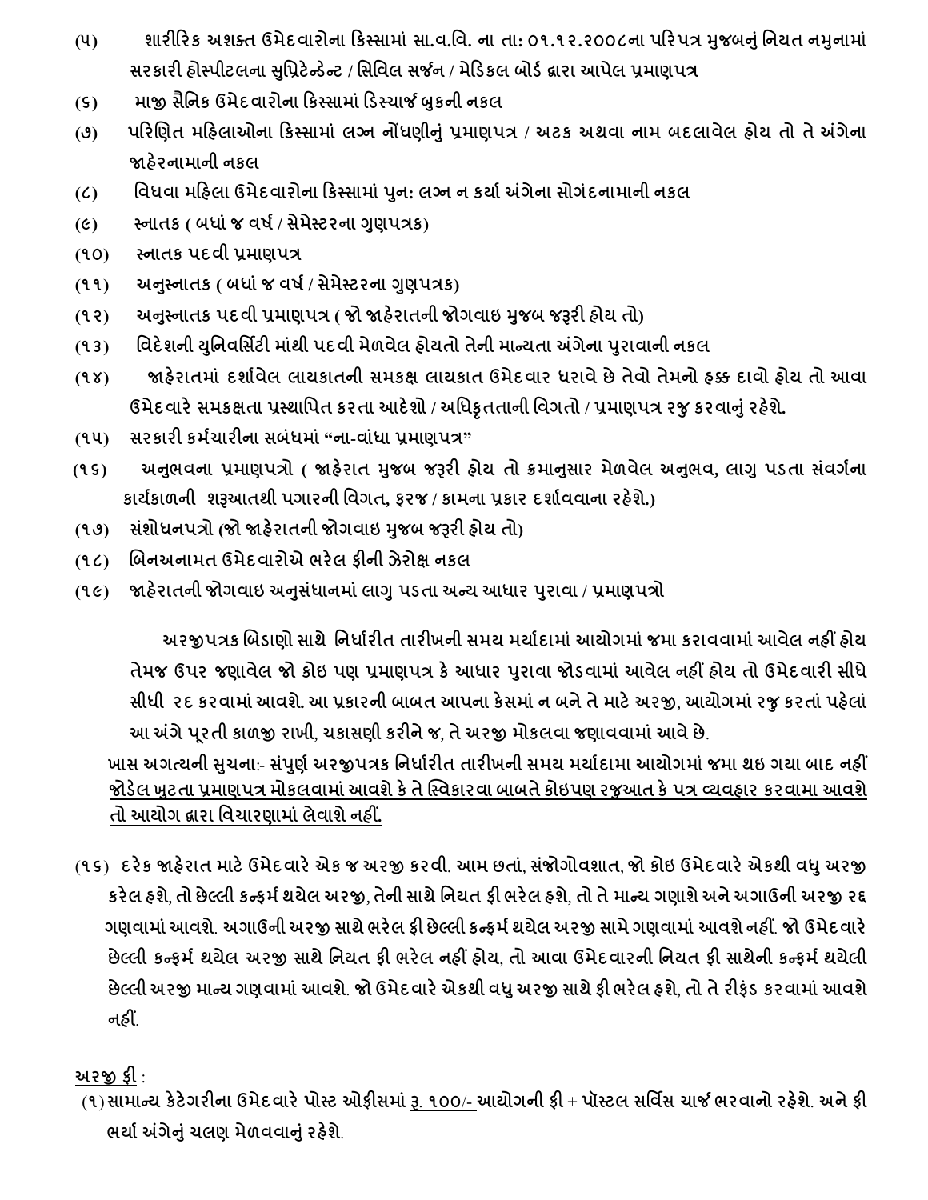(૫) શારીરિક અશક્ત ઉમેદવારોના કિસ્સામાં સા.વ.વિ. ના તા: ૦૧.૧૨.૨૦૦૮ના પરિપત્ર મુજબનું નિયત નમુનામાં સરકારી હોસ્પીટલના સુપ્રિટેન્ડેન્ટ / સિવિલ સર્જન / મેડિકલ બોર્ડ દ્વારા આપેલ પ્રમાણપત્ર

(૬) માજી સૈનિક ઉમેદવારોના કિસ્સામાં ડિસ્ચાર્જ બુકની નકલ

(૭) પરિણિત મહિલાઓના કિસ્સામાં લગ્ન નોંધણીનું પ્રમાણપત્ર / અટક અથવા નામ બદલાવેલ હોય તો તે અંગેના જાહેરનામાની નકલ

(૮) વિધવા મહિલા ઉમેદવારોના કિસ્સામાં પુન: લગ્ન ન કર્યા અંગેના સોગંદનામાની નકલ

(૯) સ્નાતક ( બધાં જ વર્ષ / સેમેસ્ટરના ગુણપત્રક)

(૧૦) સ્નાતક પદવી પ્રમાણપત્ર

(૧૧) અનુસ્નાતક ( બધાં જ વર્ષ / સેમેસ્ટરના ગુણપત્રક)

(૧૨) અનુસ્નાતક પદવી પ્રમાણપત્ર ( જો જાહેરાતની જોગવાઇ મુજબ જરૂરી હોય તો)

(૧૩) વિદેશની યુનિવર્સિટી માંથી પદવી મેળવેલ હોયતો તેની માન્યતા અંગેના પુરાવાની નકલ

(૧૪) જાહેરાતમાં દર્શાવેલ લાયકાતની સમકક્ષ લાયકાત ઉમેદવાર ધરાવે છે તેવો તેમનો હક્ક દાવો હોય તો આવા ઉમેદવારે સમકક્ષતા પ્રસ્થાપિત કરતા આદેશો / અધિકૃતતાની વિગતો / પ્રમાણપત્ર રજુ કરવાનું રહેશે.

(૧૫) સરકારી કર્મચારીના સબંધમાં "ના-વાંધા પ્રમાણપત્ર"

(૧૬) અનુભવના પ્રમાણપત્રો ( જાહેરાત મુજબ જરૂરી હોય તો ક્રમાનુસાર મેળવેલ અનુભવ, લાગુ પડતા સંવર્ગના કાર્યકાળની શરૂઆતથી પગારની વિગત, ફરજ / કામના પ્રકાર દર્શાવવાના રહેશે.)

(૧૭) સંશોધનપત્રો (જો જાહેરાતની જોગવાઇ મુજબ જરૂરી હોય તો)

(૧૮) બિનઅનામત ઉમેદવારોએ ભરેલ ફીની ઝેરોક્ષ નકલ

(૧૯) જાહેરાતની જોગવાઇ અનુસંધાનમાં લાગુ પડતા અન્ય આધાર પુરાવા / પ્રમાણપત્રો

અરજીપત્રક બિડાણો સાથે નિર્ધારીત તારીખની સમય મર્યાદામાં આયોગમાં જમા કરાવવામાં આવેલ નહીં હોય તેમજ ઉપર જણાવેલ જો કોઇ પણ પ્રમાણપત્ર કે આધાર પુરાવા જોડવામાં આવેલ નહીં હોય તો ઉમેદવારી સીધે સીધી રદ કરવામાં આવશે. આ પ્રકારની બાબત આપના કેસમાં ન બને તે માટે અરજી, આયોગમાં રજુ કરતાં પહેલાં આ અંગે પૂરતી કાળજી રાખી, ચકાસણી કરીને જ, તે અરજી મોકલવા જણાવવામાં આવે છે.

<u>ખાસ અગત્યની સુચના:- સંપુર્ણ અરજીપત્રક નિર્ધારીત તારીખની સમય મર્યાદામા આયોગમાં જમા થઇ ગયા બાદ નહીં જોડેલ ખુટતા પ્રમાણપત્ર મોકલવામાં આવશે કે તે સ્વિકારવા બાબતે કોઇપણ રજુઆત કે પત્ર વ્યવહાર કરવામા આવશે તો આયોગ દ્વારા વિચારણામાં લેવાશે નહીં.</u>

(૧૬) દરેક જાહેરાત માટે ઉમેદવારે એક જ અરજી કરવી. આમ છતાં, સંજોગોવશાત, જો કોઇ ઉમેદવારે એકથી વધુ અરજી કરેલ હશે, તો છેલ્લી કન્ફર્મ થયેલ અરજી, તેની સાથે નિયત ફી ભરેલ હશે, તો તે માન્ય ગણાશે અને અગાઉની અરજી રદ્દ ગણવામાં આવશે. અગાઉની અરજી સાથે ભરેલ ફી છેલ્લી કન્ફર્મ થયેલ અરજી સામે ગણવામાં આવશે નહીં. જો ઉમેદવારે છેલ્લી કન્ફર્મ થયેલ અરજી સાથે નિયત ફી ભરેલ નહીં હોય, તો આવા ઉમેદવારની નિયત ફી સાથેની કન્ફર્મ થયેલી છેલ્લી અરજી માન્ય ગણવામાં આવશે. જો ઉમેદવારે એકથી વધુ અરજી સાથે ફી ભરેલ હશે, તો તે રીફંડ કરવામાં આવશે નહીં.

<u>અરજી ફી</u> :

(૧) સામાન્ય કેટેગરીના ઉમેદવારે પોસ્ટ ઓફીસમાં <u>રૂ. ૧૦૦/-</u> આયોગની ફી + પૉસ્ટલ સર્વિસ ચાર્જ ભરવાનો રહેશે. અને ફી ભર્યા અંગેનું ચલણ મેળવવાનું રહેશે.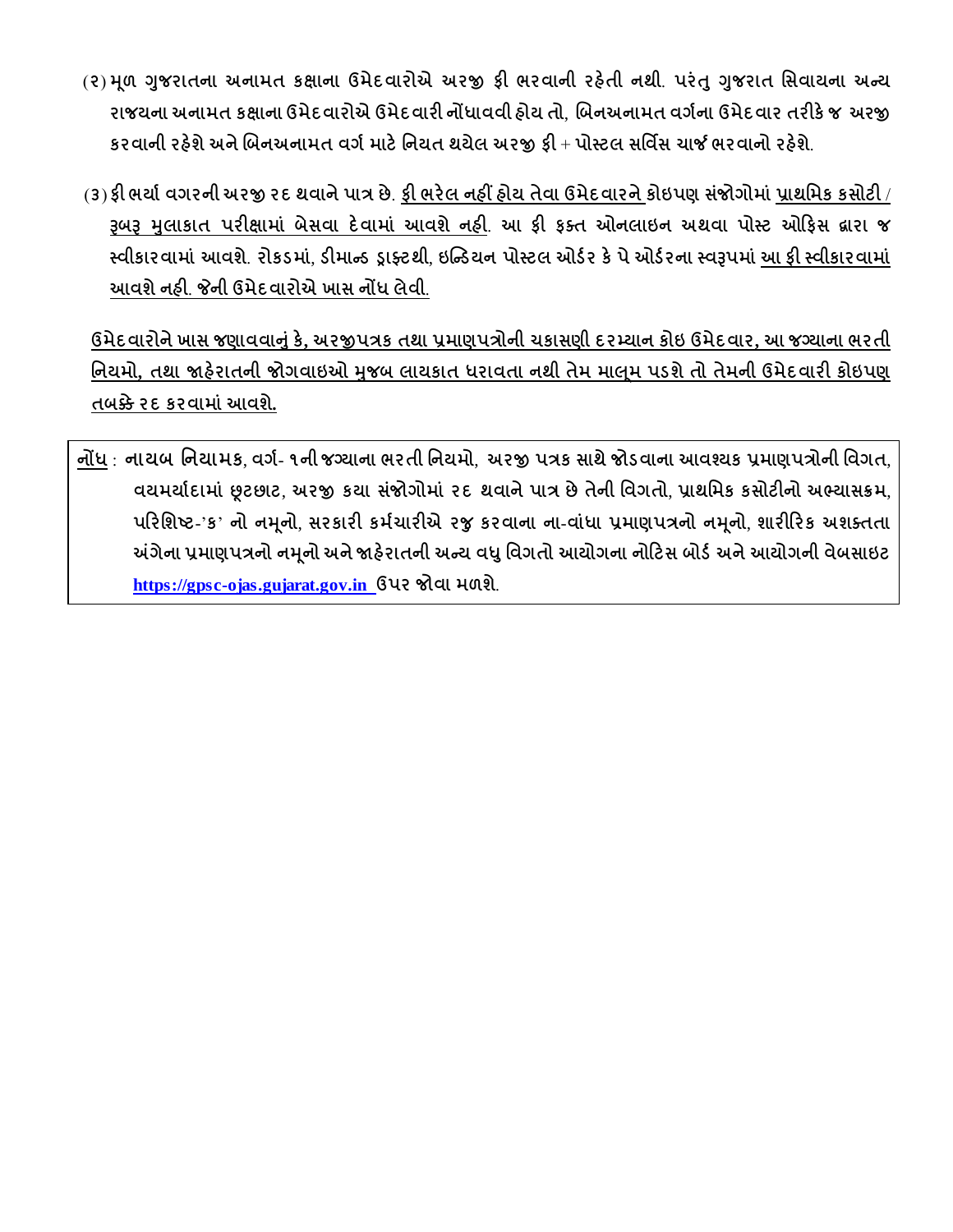(૨) મૂળ ગુજરાતના અનામત કક્ષાના ઉમેદવારોએ અરજી ફી ભરવાની રહેતી નથી. પરંતુ ગુજરાત સિવાયના અન્ય રાજયના અનામત કક્ષાના ઉમેદવારોએ ઉમેદવારી નોંધાવવી હોય તો, બિનઅનામત વર્ગના ઉમેદવાર તરીકે જ અરજી કરવાની રહેશે અને બિનઅનામત વર્ગ માટે નિયત થયેલ અરજી ફી + પોસ્ટલ સર્વિસ ચાર્જ ભરવાનો રહેશે.

(૩) ફી ભર્યા વગરની અરજી રદ થવાને પાત્ર છે. <u>ફી ભરેલ નહીં હોય તેવા ઉમેદવારને</u> કોઇપણ સંજોગોમાં <u>પ્રાથમિક કસોટી / રૂબરૂ મુલાકાત પરીક્ષામાં બેસવા દેવામાં આવશે નહી</u>. આ ફી ફક્ત ઓનલાઇન અથવા પોસ્ટ ઓફિસ દ્વારા જ સ્વીકારવામાં આવશે. રોકડમાં, ડીમાન્ડ ડ્રાફ્ટથી, ઇન્ડિયન પોસ્ટલ ઓર્ડર કે પે ઓર્ડરના સ્વરૂપમાં <u>આ ફી સ્વીકારવામાં આવશે નહી. જેની ઉમેદવારોએ ખાસ નોંધ લેવી.</u>

**<u>ઉમેદવારોને ખાસ જણાવવાનું કે, અરજીપત્રક તથા પ્રમાણપત્રોની ચકાસણી દરમ્યાન કોઇ ઉમેદવાર, આ જગ્યાના ભરતી નિયમો, તથા જાહેરાતની જોગવાઇઓ મુજબ લાયકાત ધરાવતા નથી તેમ માલૂમ પડશે તો તેમની ઉમેદવારી કોઇપણ તબક્કે રદ કરવામાં આવશે.</u>**

<u>નોંધ</u> : નાયબ નિયામક, વર્ગ- ૧ની જગ્યાના ભરતી નિયમો, અરજી પત્રક સાથે જોડવાના આવશ્યક પ્રમાણપત્રોની વિગત, વયમર્યાદામાં છૂટછાટ, અરજી કયા સંજોગોમાં રદ થવાને પાત્ર છે તેની વિગતો, પ્રાથમિક કસોટીનો અભ્યાસક્રમ, પરિશિષ્ટ-'ક' નો નમૂનો, સરકારી કર્મચારીએ રજુ કરવાના ના-વાંધા પ્રમાણપત્રનો નમૂનો, શારીરિક અશક્તતા અંગેના પ્રમાણપત્રનો નમૂનો અને જાહેરાતની અન્ય વધુ વિગતો આયોગના નોટિસ બોર્ડ અને આયોગની વેબસાઇટ https://gpsc-ojas.gujarat.gov.in ઉપર જોવા મળશે.